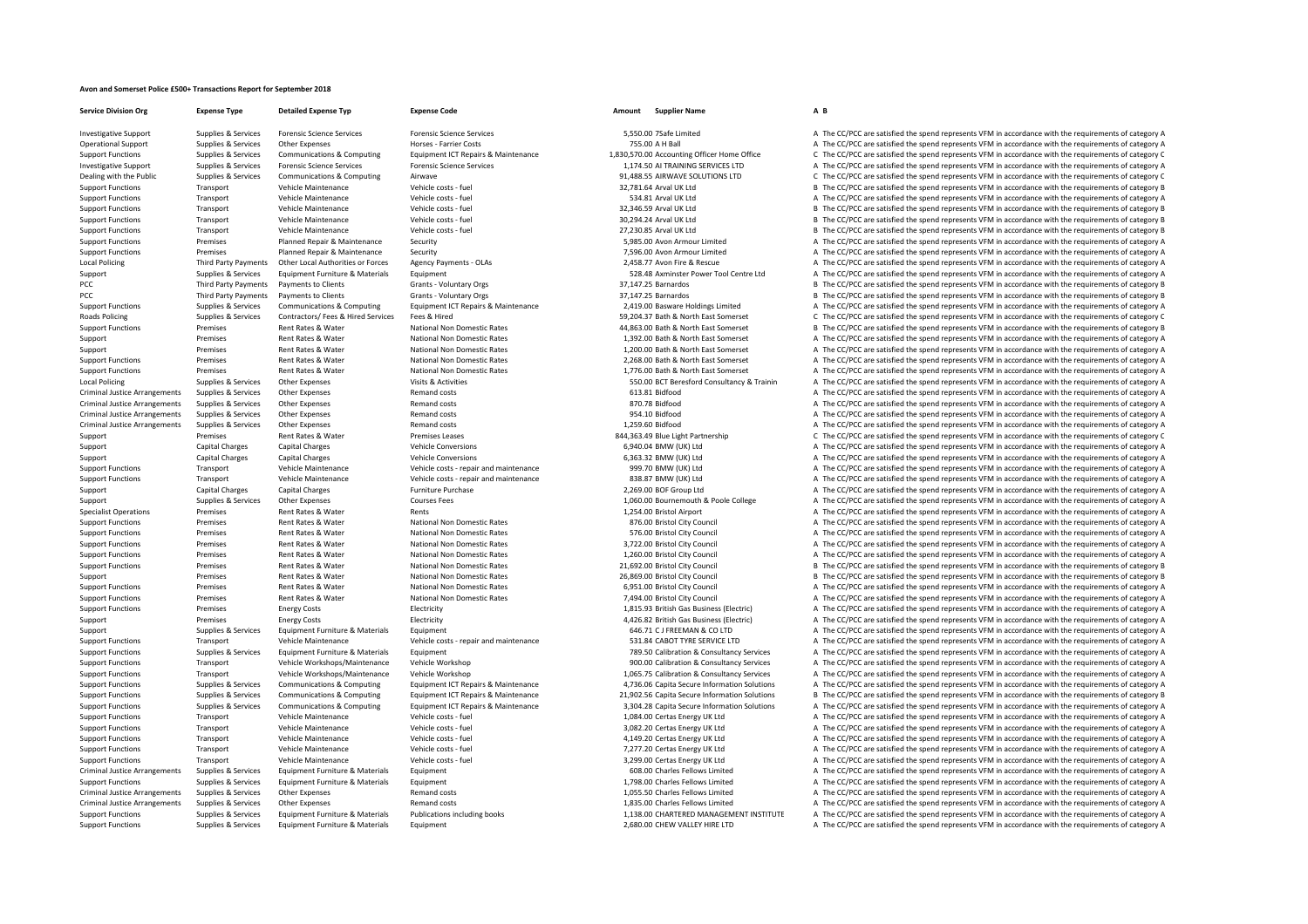**Avon and Somerset Police £500+ Transactions Report for September 2018**

| Service Division Org | Expense Type | Detailed Expense Typ | Expense Code | Amount | Supplier Name | A | B |
|---|---|---|---|---|---|---|---|
| Investigative Support | Supplies & Services | Forensic Science Services | Forensic Science Services | 5,550.00 | 7Safe Limited | A | The CC/PCC are satisfied the spend represents VFM in accordance with the requirements of category A |
| Operational Support | Supplies & Services | Other Expenses | Horses - Farrier Costs | 755.00 | A H Ball | A | The CC/PCC are satisfied the spend represents VFM in accordance with the requirements of category A |
| Support Functions | Supplies & Services | Communications & Computing | Equipment ICT Repairs & Maintenance | 1,830,570.00 | Accounting Officer Home Office | C | The CC/PCC are satisfied the spend represents VFM in accordance with the requirements of category C |
| Investigative Support | Supplies & Services | Forensic Science Services | Forensic Science Services | 1,174.50 | AI TRAINING SERVICES LTD | A | The CC/PCC are satisfied the spend represents VFM in accordance with the requirements of category A |
| Dealing with the Public | Supplies & Services | Communications & Computing | Airwave | 91,488.55 | AIRWAVE SOLUTIONS LTD | C | The CC/PCC are satisfied the spend represents VFM in accordance with the requirements of category C |
| Support Functions | Transport | Vehicle Maintenance | Vehicle costs - fuel | 32,781.64 | Arval UK Ltd | B | The CC/PCC are satisfied the spend represents VFM in accordance with the requirements of category B |
| Support Functions | Transport | Vehicle Maintenance | Vehicle costs - fuel | 534.81 | Arval UK Ltd | A | The CC/PCC are satisfied the spend represents VFM in accordance with the requirements of category A |
| Support Functions | Transport | Vehicle Maintenance | Vehicle costs - fuel | 32,346.59 | Arval UK Ltd | B | The CC/PCC are satisfied the spend represents VFM in accordance with the requirements of category B |
| Support Functions | Transport | Vehicle Maintenance | Vehicle costs - fuel | 30,294.24 | Arval UK Ltd | B | The CC/PCC are satisfied the spend represents VFM in accordance with the requirements of category B |
| Support Functions | Transport | Vehicle Maintenance | Vehicle costs - fuel | 27,230.85 | Arval UK Ltd | B | The CC/PCC are satisfied the spend represents VFM in accordance with the requirements of category B |
| Support Functions | Premises | Planned Repair & Maintenance | Security | 5,985.00 | Avon Armour Limited | A | The CC/PCC are satisfied the spend represents VFM in accordance with the requirements of category A |
| Support Functions | Premises | Planned Repair & Maintenance | Security | 7,596.00 | Avon Armour Limited | A | The CC/PCC are satisfied the spend represents VFM in accordance with the requirements of category A |
| Local Policing | Third Party Payments | Other Local Authorities or Forces | Agency Payments - OLAs | 2,458.77 | Avon Fire & Rescue | A | The CC/PCC are satisfied the spend represents VFM in accordance with the requirements of category A |
| Support | Supplies & Services | Equipment Furniture & Materials | Equipment | 528.48 | Axminster Power Tool Centre Ltd | A | The CC/PCC are satisfied the spend represents VFM in accordance with the requirements of category A |
| PCC | Third Party Payments | Payments to Clients | Grants - Voluntary Orgs | 37,147.25 | Barnardos | B | The CC/PCC are satisfied the spend represents VFM in accordance with the requirements of category B |
| PCC | Third Party Payments | Payments to Clients | Grants - Voluntary Orgs | 37,147.25 | Barnardos | B | The CC/PCC are satisfied the spend represents VFM in accordance with the requirements of category B |
| Support Functions | Supplies & Services | Communications & Computing | Equipment ICT Repairs & Maintenance | 2,419.00 | Basware Holdings Limited | A | The CC/PCC are satisfied the spend represents VFM in accordance with the requirements of category A |
| Roads Policing | Supplies & Services | Contractors/ Fees & Hired Services | Fees & Hired | 59,204.37 | Bath & North East Somerset | C | The CC/PCC are satisfied the spend represents VFM in accordance with the requirements of category C |
| Support Functions | Premises | Rent Rates & Water | National Non Domestic Rates | 44,863.00 | Bath & North East Somerset | B | The CC/PCC are satisfied the spend represents VFM in accordance with the requirements of category B |
| Support | Premises | Rent Rates & Water | National Non Domestic Rates | 1,392.00 | Bath & North East Somerset | A | The CC/PCC are satisfied the spend represents VFM in accordance with the requirements of category A |
| Support | Premises | Rent Rates & Water | National Non Domestic Rates | 1,200.00 | Bath & North East Somerset | A | The CC/PCC are satisfied the spend represents VFM in accordance with the requirements of category A |
| Support Functions | Premises | Rent Rates & Water | National Non Domestic Rates | 2,268.00 | Bath & North East Somerset | A | The CC/PCC are satisfied the spend represents VFM in accordance with the requirements of category A |
| Support Functions | Premises | Rent Rates & Water | National Non Domestic Rates | 1,776.00 | Bath & North East Somerset | A | The CC/PCC are satisfied the spend represents VFM in accordance with the requirements of category A |
| Local Policing | Supplies & Services | Other Expenses | Visits & Activities | 550.00 | BCT Beresford Consultancy & Trainin | A | The CC/PCC are satisfied the spend represents VFM in accordance with the requirements of category A |
| Criminal Justice Arrangements | Supplies & Services | Other Expenses | Remand costs | 613.81 | Bidfood | A | The CC/PCC are satisfied the spend represents VFM in accordance with the requirements of category A |
| Criminal Justice Arrangements | Supplies & Services | Other Expenses | Remand costs | 870.78 | Bidfood | A | The CC/PCC are satisfied the spend represents VFM in accordance with the requirements of category A |
| Criminal Justice Arrangements | Supplies & Services | Other Expenses | Remand costs | 954.10 | Bidfood | A | The CC/PCC are satisfied the spend represents VFM in accordance with the requirements of category A |
| Criminal Justice Arrangements | Supplies & Services | Other Expenses | Remand costs | 1,259.60 | Bidfood | A | The CC/PCC are satisfied the spend represents VFM in accordance with the requirements of category A |
| Support | Premises | Rent Rates & Water | Premises Leases | 844,363.49 | Blue Light Partnership | C | The CC/PCC are satisfied the spend represents VFM in accordance with the requirements of category C |
| Support | Capital Charges | Capital Charges | Vehicle Conversions | 6,940.04 | BMW (UK) Ltd | A | The CC/PCC are satisfied the spend represents VFM in accordance with the requirements of category A |
| Support | Capital Charges | Capital Charges | Vehicle Conversions | 6,363.32 | BMW (UK) Ltd | A | The CC/PCC are satisfied the spend represents VFM in accordance with the requirements of category A |
| Support Functions | Transport | Vehicle Maintenance | Vehicle costs - repair and maintenance | 999.70 | BMW (UK) Ltd | A | The CC/PCC are satisfied the spend represents VFM in accordance with the requirements of category A |
| Support Functions | Transport | Vehicle Maintenance | Vehicle costs - repair and maintenance | 838.87 | BMW (UK) Ltd | A | The CC/PCC are satisfied the spend represents VFM in accordance with the requirements of category A |
| Support | Capital Charges | Capital Charges | Furniture Purchase | 2,269.00 | BOF Group Ltd | A | The CC/PCC are satisfied the spend represents VFM in accordance with the requirements of category A |
| Support | Supplies & Services | Other Expenses | Courses Fees | 1,060.00 | Bournemouth & Poole College | A | The CC/PCC are satisfied the spend represents VFM in accordance with the requirements of category A |
| Specialist Operations | Premises | Rent Rates & Water | Rents | 1,254.00 | Bristol Airport | A | The CC/PCC are satisfied the spend represents VFM in accordance with the requirements of category A |
| Support Functions | Premises | Rent Rates & Water | National Non Domestic Rates | 876.00 | Bristol City Council | A | The CC/PCC are satisfied the spend represents VFM in accordance with the requirements of category A |
| Support Functions | Premises | Rent Rates & Water | National Non Domestic Rates | 576.00 | Bristol City Council | A | The CC/PCC are satisfied the spend represents VFM in accordance with the requirements of category A |
| Support Functions | Premises | Rent Rates & Water | National Non Domestic Rates | 3,722.00 | Bristol City Council | A | The CC/PCC are satisfied the spend represents VFM in accordance with the requirements of category A |
| Support Functions | Premises | Rent Rates & Water | National Non Domestic Rates | 1,260.00 | Bristol City Council | A | The CC/PCC are satisfied the spend represents VFM in accordance with the requirements of category A |
| Support Functions | Premises | Rent Rates & Water | National Non Domestic Rates | 21,692.00 | Bristol City Council | B | The CC/PCC are satisfied the spend represents VFM in accordance with the requirements of category B |
| Support | Premises | Rent Rates & Water | National Non Domestic Rates | 26,869.00 | Bristol City Council | B | The CC/PCC are satisfied the spend represents VFM in accordance with the requirements of category B |
| Support Functions | Premises | Rent Rates & Water | National Non Domestic Rates | 6,951.00 | Bristol City Council | A | The CC/PCC are satisfied the spend represents VFM in accordance with the requirements of category A |
| Support Functions | Premises | Rent Rates & Water | National Non Domestic Rates | 7,494.00 | Bristol City Council | A | The CC/PCC are satisfied the spend represents VFM in accordance with the requirements of category A |
| Support Functions | Premises | Energy Costs | Electricity | 1,815.93 | British Gas Business (Electric) | A | The CC/PCC are satisfied the spend represents VFM in accordance with the requirements of category A |
| Support | Premises | Energy Costs | Electricity | 4,426.82 | British Gas Business (Electric) | A | The CC/PCC are satisfied the spend represents VFM in accordance with the requirements of category A |
| Support | Supplies & Services | Equipment Furniture & Materials | Equipment | 646.71 | C J FREEMAN & CO LTD | A | The CC/PCC are satisfied the spend represents VFM in accordance with the requirements of category A |
| Support Functions | Transport | Vehicle Maintenance | Vehicle costs - repair and maintenance | 531.84 | CABOT TYRE SERVICE LTD | A | The CC/PCC are satisfied the spend represents VFM in accordance with the requirements of category A |
| Support Functions | Supplies & Services | Equipment Furniture & Materials | Equipment | 789.50 | Calibration & Consultancy Services | A | The CC/PCC are satisfied the spend represents VFM in accordance with the requirements of category A |
| Support Functions | Transport | Vehicle Workshops/Maintenance | Vehicle Workshop | 900.00 | Calibration & Consultancy Services | A | The CC/PCC are satisfied the spend represents VFM in accordance with the requirements of category A |
| Support Functions | Transport | Vehicle Workshops/Maintenance | Vehicle Workshop | 1,065.75 | Calibration & Consultancy Services | A | The CC/PCC are satisfied the spend represents VFM in accordance with the requirements of category A |
| Support Functions | Supplies & Services | Communications & Computing | Equipment ICT Repairs & Maintenance | 4,736.06 | Capita Secure Information Solutions | A | The CC/PCC are satisfied the spend represents VFM in accordance with the requirements of category A |
| Support Functions | Supplies & Services | Communications & Computing | Equipment ICT Repairs & Maintenance | 21,902.56 | Capita Secure Information Solutions | B | The CC/PCC are satisfied the spend represents VFM in accordance with the requirements of category B |
| Support Functions | Supplies & Services | Communications & Computing | Equipment ICT Repairs & Maintenance | 3,304.28 | Capita Secure Information Solutions | A | The CC/PCC are satisfied the spend represents VFM in accordance with the requirements of category A |
| Support Functions | Transport | Vehicle Maintenance | Vehicle costs - fuel | 1,084.00 | Certas Energy UK Ltd | A | The CC/PCC are satisfied the spend represents VFM in accordance with the requirements of category A |
| Support Functions | Transport | Vehicle Maintenance | Vehicle costs - fuel | 3,082.20 | Certas Energy UK Ltd | A | The CC/PCC are satisfied the spend represents VFM in accordance with the requirements of category A |
| Support Functions | Transport | Vehicle Maintenance | Vehicle costs - fuel | 4,149.20 | Certas Energy UK Ltd | A | The CC/PCC are satisfied the spend represents VFM in accordance with the requirements of category A |
| Support Functions | Transport | Vehicle Maintenance | Vehicle costs - fuel | 7,277.20 | Certas Energy UK Ltd | A | The CC/PCC are satisfied the spend represents VFM in accordance with the requirements of category A |
| Support Functions | Transport | Vehicle Maintenance | Vehicle costs - fuel | 3,299.00 | Certas Energy UK Ltd | A | The CC/PCC are satisfied the spend represents VFM in accordance with the requirements of category A |
| Criminal Justice Arrangements | Supplies & Services | Equipment Furniture & Materials | Equipment | 608.00 | Charles Fellows Limited | A | The CC/PCC are satisfied the spend represents VFM in accordance with the requirements of category A |
| Support Functions | Supplies & Services | Equipment Furniture & Materials | Equipment | 1,798.00 | Charles Fellows Limited | A | The CC/PCC are satisfied the spend represents VFM in accordance with the requirements of category A |
| Criminal Justice Arrangements | Supplies & Services | Other Expenses | Remand costs | 1,055.50 | Charles Fellows Limited | A | The CC/PCC are satisfied the spend represents VFM in accordance with the requirements of category A |
| Criminal Justice Arrangements | Supplies & Services | Other Expenses | Remand costs | 1,835.00 | Charles Fellows Limited | A | The CC/PCC are satisfied the spend represents VFM in accordance with the requirements of category A |
| Support Functions | Supplies & Services | Equipment Furniture & Materials | Publications including books | 1,138.00 | CHARTERED MANAGEMENT INSTITUTE | A | The CC/PCC are satisfied the spend represents VFM in accordance with the requirements of category A |
| Support Functions | Supplies & Services | Equipment Furniture & Materials | Equipment | 2,680.00 | CHEW VALLEY HIRE LTD | A | The CC/PCC are satisfied the spend represents VFM in accordance with the requirements of category A |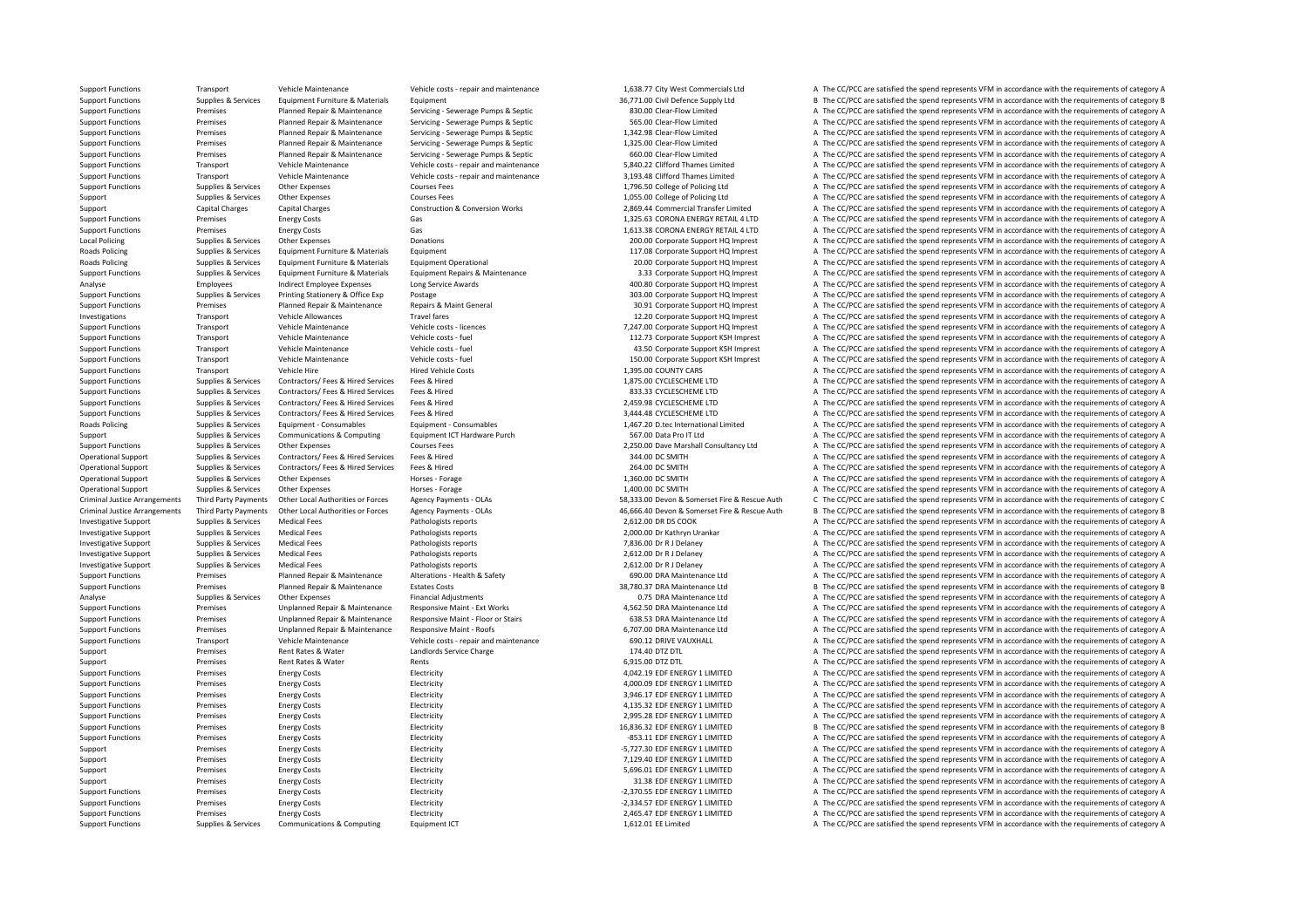| | | | | | | | |
|---|---|---|---|---|---|---|---|
| Support Functions | Transport | Vehicle Maintenance | Vehicle costs - repair and maintenance | 1,638.77 | City West Commercials Ltd | A | The CC/PCC are satisfied the spend represents VFM in accordance with the requirements of category A |
| Support Functions | Supplies & Services | Equipment Furniture & Materials | Equipment | 36,771.00 | Civil Defence Supply Ltd | B | The CC/PCC are satisfied the spend represents VFM in accordance with the requirements of category B |
| Support Functions | Premises | Planned Repair & Maintenance | Servicing - Sewerage Pumps & Septic | 830.00 | Clear-Flow Limited | A | The CC/PCC are satisfied the spend represents VFM in accordance with the requirements of category A |
| Support Functions | Premises | Planned Repair & Maintenance | Servicing - Sewerage Pumps & Septic | 565.00 | Clear-Flow Limited | A | The CC/PCC are satisfied the spend represents VFM in accordance with the requirements of category A |
| Support Functions | Premises | Planned Repair & Maintenance | Servicing - Sewerage Pumps & Septic | 1,342.98 | Clear-Flow Limited | A | The CC/PCC are satisfied the spend represents VFM in accordance with the requirements of category A |
| Support Functions | Premises | Planned Repair & Maintenance | Servicing - Sewerage Pumps & Septic | 1,325.00 | Clear-Flow Limited | A | The CC/PCC are satisfied the spend represents VFM in accordance with the requirements of category A |
| Support Functions | Premises | Planned Repair & Maintenance | Servicing - Sewerage Pumps & Septic | 660.00 | Clear-Flow Limited | A | The CC/PCC are satisfied the spend represents VFM in accordance with the requirements of category A |
| Support Functions | Transport | Vehicle Maintenance | Vehicle costs - repair and maintenance | 5,840.22 | Clifford Thames Limited | A | The CC/PCC are satisfied the spend represents VFM in accordance with the requirements of category A |
| Support Functions | Transport | Vehicle Maintenance | Vehicle costs - repair and maintenance | 3,193.48 | Clifford Thames Limited | A | The CC/PCC are satisfied the spend represents VFM in accordance with the requirements of category A |
| Support Functions | Supplies & Services | Other Expenses | Courses Fees | 1,796.50 | College of Policing Ltd | A | The CC/PCC are satisfied the spend represents VFM in accordance with the requirements of category A |
| Support | Supplies & Services | Other Expenses | Courses Fees | 1,055.00 | College of Policing Ltd | A | The CC/PCC are satisfied the spend represents VFM in accordance with the requirements of category A |
| Support | Capital Charges | Capital Charges | Construction & Conversion Works | 2,869.44 | Commercial Transfer Limited | A | The CC/PCC are satisfied the spend represents VFM in accordance with the requirements of category A |
| Support Functions | Premises | Energy Costs | Gas | 1,325.63 | CORONA ENERGY RETAIL 4 LTD | A | The CC/PCC are satisfied the spend represents VFM in accordance with the requirements of category A |
| Support Functions | Premises | Energy Costs | Gas | 1,613.38 | CORONA ENERGY RETAIL 4 LTD | A | The CC/PCC are satisfied the spend represents VFM in accordance with the requirements of category A |
| Local Policing | Supplies & Services | Other Expenses | Donations | 200.00 | Corporate Support HQ Imprest | A | The CC/PCC are satisfied the spend represents VFM in accordance with the requirements of category A |
| Roads Policing | Supplies & Services | Equipment Furniture & Materials | Equipment | 117.08 | Corporate Support HQ Imprest | A | The CC/PCC are satisfied the spend represents VFM in accordance with the requirements of category A |
| Roads Policing | Supplies & Services | Equipment Furniture & Materials | Equipment Operational | 20.00 | Corporate Support HQ Imprest | A | The CC/PCC are satisfied the spend represents VFM in accordance with the requirements of category A |
| Support Functions | Supplies & Services | Equipment Furniture & Materials | Equipment Repairs & Maintenance | 3.33 | Corporate Support HQ Imprest | A | The CC/PCC are satisfied the spend represents VFM in accordance with the requirements of category A |
| Analyse | Employees | Indirect Employee Expenses | Long Service Awards | 400.80 | Corporate Support HQ Imprest | A | The CC/PCC are satisfied the spend represents VFM in accordance with the requirements of category A |
| Support Functions | Supplies & Services | Printing Stationery & Office Exp | Postage | 303.00 | Corporate Support HQ Imprest | A | The CC/PCC are satisfied the spend represents VFM in accordance with the requirements of category A |
| Support Functions | Premises | Planned Repair & Maintenance | Repairs & Maint General | 30.91 | Corporate Support HQ Imprest | A | The CC/PCC are satisfied the spend represents VFM in accordance with the requirements of category A |
| Investigations | Transport | Vehicle Allowances | Travel fares | 12.20 | Corporate Support HQ Imprest | A | The CC/PCC are satisfied the spend represents VFM in accordance with the requirements of category A |
| Support Functions | Transport | Vehicle Maintenance | Vehicle costs - licences | 7,247.00 | Corporate Support HQ Imprest | A | The CC/PCC are satisfied the spend represents VFM in accordance with the requirements of category A |
| Support Functions | Transport | Vehicle Maintenance | Vehicle costs - fuel | 112.73 | Corporate Support KSH Imprest | A | The CC/PCC are satisfied the spend represents VFM in accordance with the requirements of category A |
| Support Functions | Transport | Vehicle Maintenance | Vehicle costs - fuel | 43.50 | Corporate Support KSH Imprest | A | The CC/PCC are satisfied the spend represents VFM in accordance with the requirements of category A |
| Support Functions | Transport | Vehicle Maintenance | Vehicle costs - fuel | 150.00 | Corporate Support KSH Imprest | A | The CC/PCC are satisfied the spend represents VFM in accordance with the requirements of category A |
| Support Functions | Transport | Vehicle Hire | Hired Vehicle Costs | 1,395.00 | COUNTY CARS | A | The CC/PCC are satisfied the spend represents VFM in accordance with the requirements of category A |
| Support Functions | Supplies & Services | Contractors/ Fees & Hired Services | Fees & Hired | 1,875.00 | CYCLESCHEME LTD | A | The CC/PCC are satisfied the spend represents VFM in accordance with the requirements of category A |
| Support Functions | Supplies & Services | Contractors/ Fees & Hired Services | Fees & Hired | 833.33 | CYCLESCHEME LTD | A | The CC/PCC are satisfied the spend represents VFM in accordance with the requirements of category A |
| Support Functions | Supplies & Services | Contractors/ Fees & Hired Services | Fees & Hired | 2,459.98 | CYCLESCHEME LTD | A | The CC/PCC are satisfied the spend represents VFM in accordance with the requirements of category A |
| Support Functions | Supplies & Services | Contractors/ Fees & Hired Services | Fees & Hired | 3,444.48 | CYCLESCHEME LTD | A | The CC/PCC are satisfied the spend represents VFM in accordance with the requirements of category A |
| Roads Policing | Supplies & Services | Equipment - Consumables | Equipment - Consumables | 1,467.20 | D.tec International Limited | A | The CC/PCC are satisfied the spend represents VFM in accordance with the requirements of category A |
| Support | Supplies & Services | Communications & Computing | Equipment ICT Hardware Purch | 567.00 | Data Pro IT Ltd | A | The CC/PCC are satisfied the spend represents VFM in accordance with the requirements of category A |
| Support Functions | Supplies & Services | Other Expenses | Courses Fees | 2,250.00 | Dave Marshall Consultancy Ltd | A | The CC/PCC are satisfied the spend represents VFM in accordance with the requirements of category A |
| Operational Support | Supplies & Services | Contractors/ Fees & Hired Services | Fees & Hired | 344.00 | DC SMITH | A | The CC/PCC are satisfied the spend represents VFM in accordance with the requirements of category A |
| Operational Support | Supplies & Services | Contractors/ Fees & Hired Services | Fees & Hired | 264.00 | DC SMITH | A | The CC/PCC are satisfied the spend represents VFM in accordance with the requirements of category A |
| Operational Support | Supplies & Services | Other Expenses | Horses - Forage | 1,360.00 | DC SMITH | A | The CC/PCC are satisfied the spend represents VFM in accordance with the requirements of category A |
| Operational Support | Supplies & Services | Other Expenses | Horses - Forage | 1,400.00 | DC SMITH | A | The CC/PCC are satisfied the spend represents VFM in accordance with the requirements of category A |
| Criminal Justice Arrangements | Third Party Payments | Other Local Authorities or Forces | Agency Payments - OLAs | 58,333.00 | Devon & Somerset Fire & Rescue Auth | C | The CC/PCC are satisfied the spend represents VFM in accordance with the requirements of category C |
| Criminal Justice Arrangements | Third Party Payments | Other Local Authorities or Forces | Agency Payments - OLAs | 46,666.40 | Devon & Somerset Fire & Rescue Auth | B | The CC/PCC are satisfied the spend represents VFM in accordance with the requirements of category B |
| Investigative Support | Supplies & Services | Medical Fees | Pathologists reports | 2,612.00 | DR DS COOK | A | The CC/PCC are satisfied the spend represents VFM in accordance with the requirements of category A |
| Investigative Support | Supplies & Services | Medical Fees | Pathologists reports | 2,000.00 | Dr Kathryn Urankar | A | The CC/PCC are satisfied the spend represents VFM in accordance with the requirements of category A |
| Investigative Support | Supplies & Services | Medical Fees | Pathologists reports | 7,836.00 | Dr R J Delaney | A | The CC/PCC are satisfied the spend represents VFM in accordance with the requirements of category A |
| Investigative Support | Supplies & Services | Medical Fees | Pathologists reports | 2,612.00 | Dr R J Delaney | A | The CC/PCC are satisfied the spend represents VFM in accordance with the requirements of category A |
| Investigative Support | Supplies & Services | Medical Fees | Pathologists reports | 2,612.00 | Dr R J Delaney | A | The CC/PCC are satisfied the spend represents VFM in accordance with the requirements of category A |
| Support Functions | Premises | Planned Repair & Maintenance | Alterations - Health & Safety | 690.00 | DRA Maintenance Ltd | A | The CC/PCC are satisfied the spend represents VFM in accordance with the requirements of category A |
| Support Functions | Premises | Planned Repair & Maintenance | Estates Costs | 38,780.37 | DRA Maintenance Ltd | B | The CC/PCC are satisfied the spend represents VFM in accordance with the requirements of category B |
| Analyse | Supplies & Services | Other Expenses | Financial Adjustments | 0.75 | DRA Maintenance Ltd | A | The CC/PCC are satisfied the spend represents VFM in accordance with the requirements of category A |
| Support Functions | Premises | Unplanned Repair & Maintenance | Responsive Maint - Ext Works | 4,562.50 | DRA Maintenance Ltd | A | The CC/PCC are satisfied the spend represents VFM in accordance with the requirements of category A |
| Support Functions | Premises | Unplanned Repair & Maintenance | Responsive Maint - Floor or Stairs | 638.53 | DRA Maintenance Ltd | A | The CC/PCC are satisfied the spend represents VFM in accordance with the requirements of category A |
| Support Functions | Premises | Unplanned Repair & Maintenance | Responsive Maint - Roofs | 6,707.00 | DRA Maintenance Ltd | A | The CC/PCC are satisfied the spend represents VFM in accordance with the requirements of category A |
| Support Functions | Transport | Vehicle Maintenance | Vehicle costs - repair and maintenance | 690.12 | DRIVE VAUXHALL | A | The CC/PCC are satisfied the spend represents VFM in accordance with the requirements of category A |
| Support | Premises | Rent Rates & Water | Landlords Service Charge | 174.40 | DTZ DTL | A | The CC/PCC are satisfied the spend represents VFM in accordance with the requirements of category A |
| Support | Premises | Rent Rates & Water | Rents | 6,915.00 | DTZ DTL | A | The CC/PCC are satisfied the spend represents VFM in accordance with the requirements of category A |
| Support Functions | Premises | Energy Costs | Electricity | 4,042.19 | EDF ENERGY 1 LIMITED | A | The CC/PCC are satisfied the spend represents VFM in accordance with the requirements of category A |
| Support Functions | Premises | Energy Costs | Electricity | 4,000.09 | EDF ENERGY 1 LIMITED | A | The CC/PCC are satisfied the spend represents VFM in accordance with the requirements of category A |
| Support Functions | Premises | Energy Costs | Electricity | 3,946.17 | EDF ENERGY 1 LIMITED | A | The CC/PCC are satisfied the spend represents VFM in accordance with the requirements of category A |
| Support Functions | Premises | Energy Costs | Electricity | 4,135.32 | EDF ENERGY 1 LIMITED | A | The CC/PCC are satisfied the spend represents VFM in accordance with the requirements of category A |
| Support Functions | Premises | Energy Costs | Electricity | 2,995.28 | EDF ENERGY 1 LIMITED | A | The CC/PCC are satisfied the spend represents VFM in accordance with the requirements of category A |
| Support Functions | Premises | Energy Costs | Electricity | 16,836.32 | EDF ENERGY 1 LIMITED | B | The CC/PCC are satisfied the spend represents VFM in accordance with the requirements of category B |
| Support Functions | Premises | Energy Costs | Electricity | -853.11 | EDF ENERGY 1 LIMITED | A | The CC/PCC are satisfied the spend represents VFM in accordance with the requirements of category A |
| Support | Premises | Energy Costs | Electricity | -5,727.30 | EDF ENERGY 1 LIMITED | A | The CC/PCC are satisfied the spend represents VFM in accordance with the requirements of category A |
| Support | Premises | Energy Costs | Electricity | 7,129.40 | EDF ENERGY 1 LIMITED | A | The CC/PCC are satisfied the spend represents VFM in accordance with the requirements of category A |
| Support | Premises | Energy Costs | Electricity | 5,696.01 | EDF ENERGY 1 LIMITED | A | The CC/PCC are satisfied the spend represents VFM in accordance with the requirements of category A |
| Support | Premises | Energy Costs | Electricity | 31.38 | EDF ENERGY 1 LIMITED | A | The CC/PCC are satisfied the spend represents VFM in accordance with the requirements of category A |
| Support Functions | Premises | Energy Costs | Electricity | -2,370.55 | EDF ENERGY 1 LIMITED | A | The CC/PCC are satisfied the spend represents VFM in accordance with the requirements of category A |
| Support Functions | Premises | Energy Costs | Electricity | -2,334.57 | EDF ENERGY 1 LIMITED | A | The CC/PCC are satisfied the spend represents VFM in accordance with the requirements of category A |
| Support Functions | Premises | Energy Costs | Electricity | 2,465.47 | EDF ENERGY 1 LIMITED | A | The CC/PCC are satisfied the spend represents VFM in accordance with the requirements of category A |
| Support Functions | Supplies & Services | Communications & Computing | Equipment ICT | 1,612.01 | EE Limited | A | The CC/PCC are satisfied the spend represents VFM in accordance with the requirements of category A |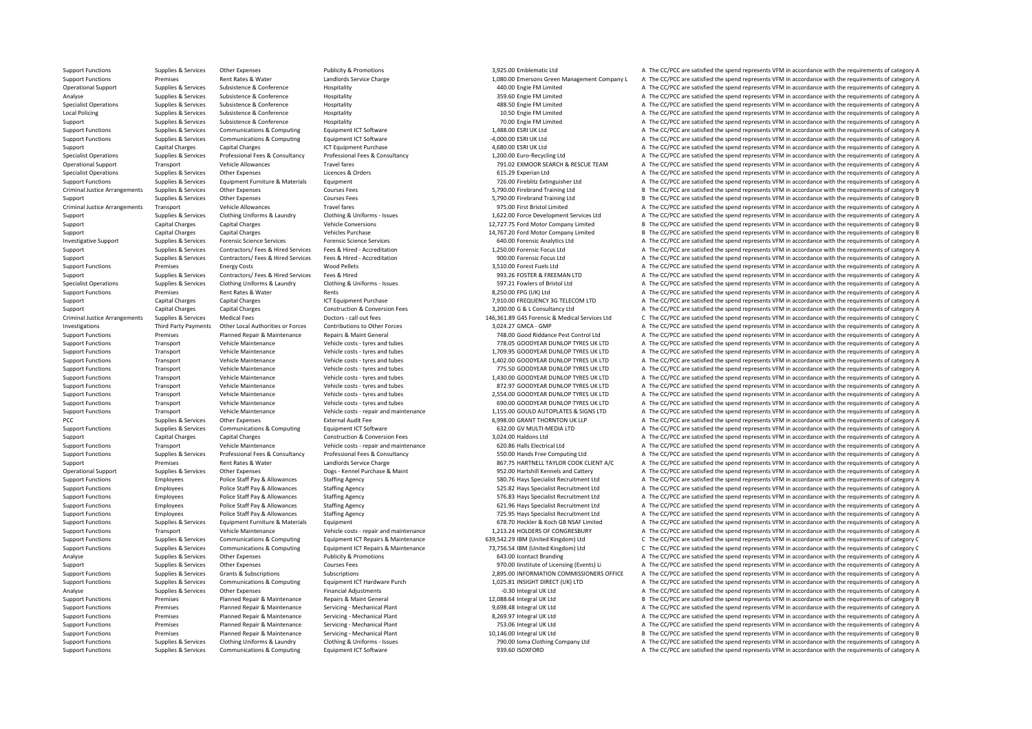| | | | | | | |
|---|---|---|---|---|---|---|
| Support Functions | Supplies & Services | Other Expenses | Publicity & Promotions | 3,925.00 | Emblematic Ltd | A The CC/PCC are satisfied the spend represents VFM in accordance with the requirements of category A |
| Support Functions | Premises | Rent Rates & Water | Landlords Service Charge | 1,080.00 | Emersons Green Management Company L | A The CC/PCC are satisfied the spend represents VFM in accordance with the requirements of category A |
| Operational Support | Supplies & Services | Subsistence & Conference | Hospitality | 440.00 | Engie FM Limited | A The CC/PCC are satisfied the spend represents VFM in accordance with the requirements of category A |
| Analyse | Supplies & Services | Subsistence & Conference | Hospitality | 359.60 | Engie FM Limited | A The CC/PCC are satisfied the spend represents VFM in accordance with the requirements of category A |
| Specialist Operations | Supplies & Services | Subsistence & Conference | Hospitality | 488.50 | Engie FM Limited | A The CC/PCC are satisfied the spend represents VFM in accordance with the requirements of category A |
| Local Policing | Supplies & Services | Subsistence & Conference | Hospitality | 10.50 | Engie FM Limited | A The CC/PCC are satisfied the spend represents VFM in accordance with the requirements of category A |
| Support | Supplies & Services | Subsistence & Conference | Hospitality | 70.00 | Engie FM Limited | A The CC/PCC are satisfied the spend represents VFM in accordance with the requirements of category A |
| Support Functions | Supplies & Services | Communications & Computing | Equipment ICT Software | 1,488.00 | ESRI UK Ltd | A The CC/PCC are satisfied the spend represents VFM in accordance with the requirements of category A |
| Support Functions | Supplies & Services | Communications & Computing | Equipment ICT Software | -4,000.00 | ESRI UK Ltd | A The CC/PCC are satisfied the spend represents VFM in accordance with the requirements of category A |
| Support | Capital Charges | Capital Charges | ICT Equipment Purchase | 4,680.00 | ESRI UK Ltd | A The CC/PCC are satisfied the spend represents VFM in accordance with the requirements of category A |
| Specialist Operations | Supplies & Services | Professional Fees & Consultancy | Professional Fees & Consultancy | 1,200.00 | Euro-Recycling Ltd | A The CC/PCC are satisfied the spend represents VFM in accordance with the requirements of category A |
| Operational Support | Transport | Vehicle Allowances | Travel fares | 791.02 | EXMOOR SEARCH & RESCUE TEAM | A The CC/PCC are satisfied the spend represents VFM in accordance with the requirements of category A |
| Specialist Operations | Supplies & Services | Other Expenses | Licences & Orders | 615.29 | Experian Ltd | A The CC/PCC are satisfied the spend represents VFM in accordance with the requirements of category A |
| Support Functions | Supplies & Services | Equipment Furniture & Materials | Equipment | 726.00 | Fireblitz Extinguisher Ltd | A The CC/PCC are satisfied the spend represents VFM in accordance with the requirements of category A |
| Criminal Justice Arrangements | Supplies & Services | Other Expenses | Courses Fees | 5,790.00 | Firebrand Training Ltd | B The CC/PCC are satisfied the spend represents VFM in accordance with the requirements of category B |
| Support | Supplies & Services | Other Expenses | Courses Fees | 5,790.00 | Firebrand Training Ltd | B The CC/PCC are satisfied the spend represents VFM in accordance with the requirements of category B |
| Criminal Justice Arrangements | Transport | Vehicle Allowances | Travel fares | 975.00 | First Bristol Limited | A The CC/PCC are satisfied the spend represents VFM in accordance with the requirements of category A |
| Support | Supplies & Services | Clothing Uniforms & Laundry | Clothing & Uniforms - Issues | 1,622.00 | Force Development Services Ltd | A The CC/PCC are satisfied the spend represents VFM in accordance with the requirements of category A |
| Support | Capital Charges | Capital Charges | Vehicle Conversions | 12,727.75 | Ford Motor Company Limited | B The CC/PCC are satisfied the spend represents VFM in accordance with the requirements of category B |
| Support | Capital Charges | Capital Charges | Vehicles Purchase | 14,767.20 | Ford Motor Company Limited | B The CC/PCC are satisfied the spend represents VFM in accordance with the requirements of category B |
| Investigative Support | Supplies & Services | Forensic Science Services | Forensic Science Services | 640.00 | Forensic Analytics Ltd | A The CC/PCC are satisfied the spend represents VFM in accordance with the requirements of category A |
| Support | Supplies & Services | Contractors/ Fees & Hired Services | Fees & Hired - Accreditation | 1,250.00 | Forensic Focus Ltd | A The CC/PCC are satisfied the spend represents VFM in accordance with the requirements of category A |
| Support | Supplies & Services | Contractors/ Fees & Hired Services | Fees & Hired - Accreditation | 900.00 | Forensic Focus Ltd | A The CC/PCC are satisfied the spend represents VFM in accordance with the requirements of category A |
| Support Functions | Premises | Energy Costs | Wood Pellets | 3,510.00 | Forest Fuels Ltd | A The CC/PCC are satisfied the spend represents VFM in accordance with the requirements of category A |
| Support | Supplies & Services | Contractors/ Fees & Hired Services | Fees & Hired | 993.26 | FOSTER & FREEMAN LTD | A The CC/PCC are satisfied the spend represents VFM in accordance with the requirements of category A |
| Specialist Operations | Supplies & Services | Clothing Uniforms & Laundry | Clothing & Uniforms - Issues | 597.21 | Fowlers of Bristol Ltd | A The CC/PCC are satisfied the spend represents VFM in accordance with the requirements of category A |
| Support Functions | Premises | Rent Rates & Water | Rents | 8,250.00 | FPG (UK) Ltd | A The CC/PCC are satisfied the spend represents VFM in accordance with the requirements of category A |
| Support | Capital Charges | Capital Charges | ICT Equipment Purchase | 7,910.00 | FREQUENCY 3G TELECOM LTD | A The CC/PCC are satisfied the spend represents VFM in accordance with the requirements of category A |
| Support | Capital Charges | Capital Charges | Construction & Conversion Fees | 3,200.00 | G & L Consultancy Ltd | A The CC/PCC are satisfied the spend represents VFM in accordance with the requirements of category A |
| Criminal Justice Arrangements | Supplies & Services | Medical Fees | Doctors - call out fees | 146,361.89 | G4S Forensic & Medical Services Ltd | C The CC/PCC are satisfied the spend represents VFM in accordance with the requirements of category C |
| Investigations | Third Party Payments | Other Local Authorities or Forces | Contributions to Other Forces | 3,024.27 | GMCA - GMP | A The CC/PCC are satisfied the spend represents VFM in accordance with the requirements of category A |
| Support Functions | Premises | Planned Repair & Maintenance | Repairs & Maint General | 748.00 | Good Riddance Pest Control Ltd | A The CC/PCC are satisfied the spend represents VFM in accordance with the requirements of category A |
| Support Functions | Transport | Vehicle Maintenance | Vehicle costs - tyres and tubes | 778.05 | GOODYEAR DUNLOP TYRES UK LTD | A The CC/PCC are satisfied the spend represents VFM in accordance with the requirements of category A |
| Support Functions | Transport | Vehicle Maintenance | Vehicle costs - tyres and tubes | 1,709.95 | GOODYEAR DUNLOP TYRES UK LTD | A The CC/PCC are satisfied the spend represents VFM in accordance with the requirements of category A |
| Support Functions | Transport | Vehicle Maintenance | Vehicle costs - tyres and tubes | 1,402.00 | GOODYEAR DUNLOP TYRES UK LTD | A The CC/PCC are satisfied the spend represents VFM in accordance with the requirements of category A |
| Support Functions | Transport | Vehicle Maintenance | Vehicle costs - tyres and tubes | 775.50 | GOODYEAR DUNLOP TYRES UK LTD | A The CC/PCC are satisfied the spend represents VFM in accordance with the requirements of category A |
| Support Functions | Transport | Vehicle Maintenance | Vehicle costs - tyres and tubes | 1,430.00 | GOODYEAR DUNLOP TYRES UK LTD | A The CC/PCC are satisfied the spend represents VFM in accordance with the requirements of category A |
| Support Functions | Transport | Vehicle Maintenance | Vehicle costs - tyres and tubes | 872.97 | GOODYEAR DUNLOP TYRES UK LTD | A The CC/PCC are satisfied the spend represents VFM in accordance with the requirements of category A |
| Support Functions | Transport | Vehicle Maintenance | Vehicle costs - tyres and tubes | 2,554.00 | GOODYEAR DUNLOP TYRES UK LTD | A The CC/PCC are satisfied the spend represents VFM in accordance with the requirements of category A |
| Support Functions | Transport | Vehicle Maintenance | Vehicle costs - tyres and tubes | 690.00 | GOODYEAR DUNLOP TYRES UK LTD | A The CC/PCC are satisfied the spend represents VFM in accordance with the requirements of category A |
| Support Functions | Transport | Vehicle Maintenance | Vehicle costs - repair and maintenance | 1,155.00 | GOULD AUTOPLATES & SIGNS LTD | A The CC/PCC are satisfied the spend represents VFM in accordance with the requirements of category A |
| PCC | Supplies & Services | Other Expenses | External Audit Fee | 6,998.00 | GRANT THORNTON UK LLP | A The CC/PCC are satisfied the spend represents VFM in accordance with the requirements of category A |
| Support Functions | Supplies & Services | Communications & Computing | Equipment ICT Software | 632.00 | GV MULTI-MEDIA LTD | A The CC/PCC are satisfied the spend represents VFM in accordance with the requirements of category A |
| Support | Capital Charges | Capital Charges | Construction & Conversion Fees | 3,024.00 | Haldons Ltd | A The CC/PCC are satisfied the spend represents VFM in accordance with the requirements of category A |
| Support Functions | Transport | Vehicle Maintenance | Vehicle costs - repair and maintenance | 620.86 | Halls Electrical Ltd | A The CC/PCC are satisfied the spend represents VFM in accordance with the requirements of category A |
| Support Functions | Supplies & Services | Professional Fees & Consultancy | Professional Fees & Consultancy | 550.00 | Hands Free Computing Ltd | A The CC/PCC are satisfied the spend represents VFM in accordance with the requirements of category A |
| Support | Premises | Rent Rates & Water | Landlords Service Charge | 867.75 | HARTNELL TAYLOR COOK CLIENT A/C | A The CC/PCC are satisfied the spend represents VFM in accordance with the requirements of category A |
| Operational Support | Supplies & Services | Other Expenses | Dogs - Kennel Purchase & Maint | 952.00 | Hartshill Kennels and Cattery | A The CC/PCC are satisfied the spend represents VFM in accordance with the requirements of category A |
| Support Functions | Employees | Police Staff Pay & Allowances | Staffing Agency | 580.76 | Hays Specialist Recruitment Ltd | A The CC/PCC are satisfied the spend represents VFM in accordance with the requirements of category A |
| Support Functions | Employees | Police Staff Pay & Allowances | Staffing Agency | 525.82 | Hays Specialist Recruitment Ltd | A The CC/PCC are satisfied the spend represents VFM in accordance with the requirements of category A |
| Support Functions | Employees | Police Staff Pay & Allowances | Staffing Agency | 576.83 | Hays Specialist Recruitment Ltd | A The CC/PCC are satisfied the spend represents VFM in accordance with the requirements of category A |
| Support Functions | Employees | Police Staff Pay & Allowances | Staffing Agency | 621.96 | Hays Specialist Recruitment Ltd | A The CC/PCC are satisfied the spend represents VFM in accordance with the requirements of category A |
| Support Functions | Employees | Police Staff Pay & Allowances | Staffing Agency | 725.95 | Hays Specialist Recruitment Ltd | A The CC/PCC are satisfied the spend represents VFM in accordance with the requirements of category A |
| Support Functions | Supplies & Services | Equipment Furniture & Materials | Equipment | 678.70 | Heckler & Koch GB NSAF Limited | A The CC/PCC are satisfied the spend represents VFM in accordance with the requirements of category A |
| Support Functions | Transport | Vehicle Maintenance | Vehicle costs - repair and maintenance | 1,213.24 | HOLDERS OF CONGRESBURY | A The CC/PCC are satisfied the spend represents VFM in accordance with the requirements of category A |
| Support Functions | Supplies & Services | Communications & Computing | Equipment ICT Repairs & Maintenance | 639,542.29 | IBM (United Kingdom) Ltd | C The CC/PCC are satisfied the spend represents VFM in accordance with the requirements of category C |
| Support Functions | Supplies & Services | Communications & Computing | Equipment ICT Repairs & Maintenance | 73,756.54 | IBM (United Kingdom) Ltd | C The CC/PCC are satisfied the spend represents VFM in accordance with the requirements of category C |
| Analyse | Supplies & Services | Other Expenses | Publicity & Promotions | 643.00 | Icontact Branding | A The CC/PCC are satisfied the spend represents VFM in accordance with the requirements of category A |
| Support | Supplies & Services | Other Expenses | Courses Fees | 970.00 | Iinstitute of Licensing (Events) Li | A The CC/PCC are satisfied the spend represents VFM in accordance with the requirements of category A |
| Support Functions | Supplies & Services | Grants & Subscriptions | Subscriptions | 2,895.00 | INFORMATION COMMISSIONERS OFFICE | A The CC/PCC are satisfied the spend represents VFM in accordance with the requirements of category A |
| Support Functions | Supplies & Services | Communications & Computing | Equipment ICT Hardware Purch | 1,025.81 | INSIGHT DIRECT (UK) LTD | A The CC/PCC are satisfied the spend represents VFM in accordance with the requirements of category A |
| Analyse | Supplies & Services | Other Expenses | Financial Adjustments | -0.30 | Integral UK Ltd | A The CC/PCC are satisfied the spend represents VFM in accordance with the requirements of category A |
| Support Functions | Premises | Planned Repair & Maintenance | Repairs & Maint General | 12,088.64 | Integral UK Ltd | B The CC/PCC are satisfied the spend represents VFM in accordance with the requirements of category B |
| Support Functions | Premises | Planned Repair & Maintenance | Servicing - Mechanical Plant | 9,698.48 | Integral UK Ltd | A The CC/PCC are satisfied the spend represents VFM in accordance with the requirements of category A |
| Support Functions | Premises | Planned Repair & Maintenance | Servicing - Mechanical Plant | 8,269.97 | Integral UK Ltd | A The CC/PCC are satisfied the spend represents VFM in accordance with the requirements of category A |
| Support Functions | Premises | Planned Repair & Maintenance | Servicing - Mechanical Plant | 753.06 | Integral UK Ltd | A The CC/PCC are satisfied the spend represents VFM in accordance with the requirements of category A |
| Support Functions | Premises | Planned Repair & Maintenance | Servicing - Mechanical Plant | 10,146.00 | Integral UK Ltd | B The CC/PCC are satisfied the spend represents VFM in accordance with the requirements of category B |
| Support Functions | Supplies & Services | Clothing Uniforms & Laundry | Clothing & Uniforms - Issues | 790.00 | Ioma Clothing Company Ltd | A The CC/PCC are satisfied the spend represents VFM in accordance with the requirements of category A |
| Support Functions | Supplies & Services | Communications & Computing | Equipment ICT Software | 939.60 | ISOXFORD | A The CC/PCC are satisfied the spend represents VFM in accordance with the requirements of category A |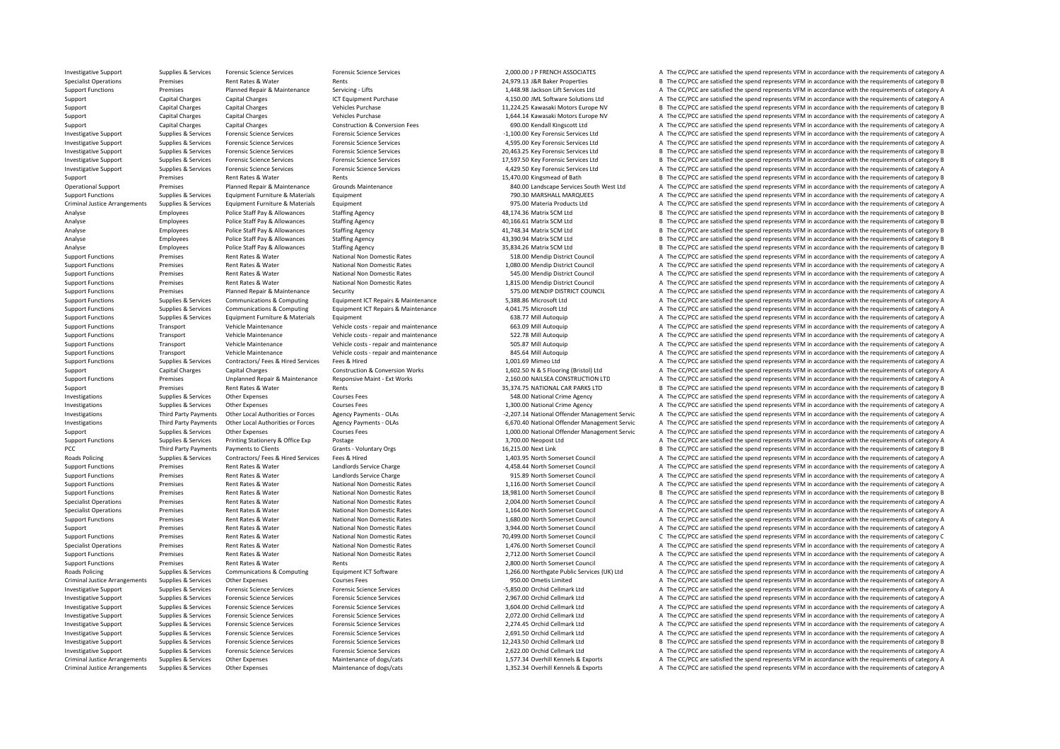| | | | | | | |
|---|---|---|---|---|---|---|
| Investigative Support | Supplies & Services | Forensic Science Services | Forensic Science Services | 2,000.00 | J P FRENCH ASSOCIATES | A The CC/PCC are satisfied the spend represents VFM in accordance with the requirements of category A |
| Specialist Operations | Premises | Rent Rates & Water | Rents | 24,979.13 | J&R Baker Properties | B The CC/PCC are satisfied the spend represents VFM in accordance with the requirements of category B |
| Support Functions | Premises | Planned Repair & Maintenance | Servicing - Lifts | 1,448.98 | Jackson Lift Services Ltd | A The CC/PCC are satisfied the spend represents VFM in accordance with the requirements of category A |
| Support | Capital Charges | Capital Charges | ICT Equipment Purchase | 4,150.00 | JML Software Solutions Ltd | A The CC/PCC are satisfied the spend represents VFM in accordance with the requirements of category A |
| Support | Capital Charges | Capital Charges | Vehicles Purchase | 11,224.25 | Kawasaki Motors Europe NV | B The CC/PCC are satisfied the spend represents VFM in accordance with the requirements of category B |
| Support | Capital Charges | Capital Charges | Vehicles Purchase | 1,644.14 | Kawasaki Motors Europe NV | A The CC/PCC are satisfied the spend represents VFM in accordance with the requirements of category A |
| Support | Capital Charges | Capital Charges | Construction & Conversion Fees | 690.00 | Kendall Kingscott Ltd | A The CC/PCC are satisfied the spend represents VFM in accordance with the requirements of category A |
| Investigative Support | Supplies & Services | Forensic Science Services | Forensic Science Services | -1,100.00 | Key Forensic Services Ltd | A The CC/PCC are satisfied the spend represents VFM in accordance with the requirements of category A |
| Investigative Support | Supplies & Services | Forensic Science Services | Forensic Science Services | 4,595.00 | Key Forensic Services Ltd | A The CC/PCC are satisfied the spend represents VFM in accordance with the requirements of category A |
| Investigative Support | Supplies & Services | Forensic Science Services | Forensic Science Services | 20,463.25 | Key Forensic Services Ltd | B The CC/PCC are satisfied the spend represents VFM in accordance with the requirements of category B |
| Investigative Support | Supplies & Services | Forensic Science Services | Forensic Science Services | 17,597.50 | Key Forensic Services Ltd | B The CC/PCC are satisfied the spend represents VFM in accordance with the requirements of category B |
| Investigative Support | Supplies & Services | Forensic Science Services | Forensic Science Services | 4,429.50 | Key Forensic Services Ltd | A The CC/PCC are satisfied the spend represents VFM in accordance with the requirements of category A |
| Support | Premises | Rent Rates & Water | Rents | 15,470.00 | Kingsmead of Bath | B The CC/PCC are satisfied the spend represents VFM in accordance with the requirements of category B |
| Operational Support | Premises | Planned Repair & Maintenance | Grounds Maintenance | 840.00 | Landscape Services South West Ltd | A The CC/PCC are satisfied the spend represents VFM in accordance with the requirements of category A |
| Support Functions | Supplies & Services | Equipment Furniture & Materials | Equipment | 790.30 | MARSHALL MARQUEES | A The CC/PCC are satisfied the spend represents VFM in accordance with the requirements of category A |
| Criminal Justice Arrangements | Supplies & Services | Equipment Furniture & Materials | Equipment | 975.00 | Materia Products Ltd | A The CC/PCC are satisfied the spend represents VFM in accordance with the requirements of category A |
| Analyse | Employees | Police Staff Pay & Allowances | Staffing Agency | 48,174.36 | Matrix SCM Ltd | B The CC/PCC are satisfied the spend represents VFM in accordance with the requirements of category B |
| Analyse | Employees | Police Staff Pay & Allowances | Staffing Agency | 40,166.61 | Matrix SCM Ltd | B The CC/PCC are satisfied the spend represents VFM in accordance with the requirements of category B |
| Analyse | Employees | Police Staff Pay & Allowances | Staffing Agency | 41,748.34 | Matrix SCM Ltd | B The CC/PCC are satisfied the spend represents VFM in accordance with the requirements of category B |
| Analyse | Employees | Police Staff Pay & Allowances | Staffing Agency | 43,390.94 | Matrix SCM Ltd | B The CC/PCC are satisfied the spend represents VFM in accordance with the requirements of category B |
| Analyse | Employees | Police Staff Pay & Allowances | Staffing Agency | 35,834.26 | Matrix SCM Ltd | B The CC/PCC are satisfied the spend represents VFM in accordance with the requirements of category B |
| Support Functions | Premises | Rent Rates & Water | National Non Domestic Rates | 518.00 | Mendip District Council | A The CC/PCC are satisfied the spend represents VFM in accordance with the requirements of category A |
| Support Functions | Premises | Rent Rates & Water | National Non Domestic Rates | 1,080.00 | Mendip District Council | A The CC/PCC are satisfied the spend represents VFM in accordance with the requirements of category A |
| Support Functions | Premises | Rent Rates & Water | National Non Domestic Rates | 545.00 | Mendip District Council | A The CC/PCC are satisfied the spend represents VFM in accordance with the requirements of category A |
| Support Functions | Premises | Rent Rates & Water | National Non Domestic Rates | 1,815.00 | Mendip District Council | A The CC/PCC are satisfied the spend represents VFM in accordance with the requirements of category A |
| Support Functions | Premises | Planned Repair & Maintenance | Security | 575.00 | MENDIP DISTRICT COUNCIL | A The CC/PCC are satisfied the spend represents VFM in accordance with the requirements of category A |
| Support Functions | Supplies & Services | Communications & Computing | Equipment ICT Repairs & Maintenance | 5,388.86 | Microsoft Ltd | A The CC/PCC are satisfied the spend represents VFM in accordance with the requirements of category A |
| Support Functions | Supplies & Services | Communications & Computing | Equipment ICT Repairs & Maintenance | 4,041.75 | Microsoft Ltd | A The CC/PCC are satisfied the spend represents VFM in accordance with the requirements of category A |
| Support Functions | Supplies & Services | Equipment Furniture & Materials | Equipment | 638.77 | Mill Autoquip | A The CC/PCC are satisfied the spend represents VFM in accordance with the requirements of category A |
| Support Functions | Transport | Vehicle Maintenance | Vehicle costs - repair and maintenance | 663.09 | Mill Autoquip | A The CC/PCC are satisfied the spend represents VFM in accordance with the requirements of category A |
| Support Functions | Transport | Vehicle Maintenance | Vehicle costs - repair and maintenance | 522.78 | Mill Autoquip | A The CC/PCC are satisfied the spend represents VFM in accordance with the requirements of category A |
| Support Functions | Transport | Vehicle Maintenance | Vehicle costs - repair and maintenance | 505.87 | Mill Autoquip | A The CC/PCC are satisfied the spend represents VFM in accordance with the requirements of category A |
| Support Functions | Transport | Vehicle Maintenance | Vehicle costs - repair and maintenance | 845.64 | Mill Autoquip | A The CC/PCC are satisfied the spend represents VFM in accordance with the requirements of category A |
| Support Functions | Supplies & Services | Contractors/ Fees & Hired Services | Fees & Hired | 1,001.69 | Mimeo Ltd | A The CC/PCC are satisfied the spend represents VFM in accordance with the requirements of category A |
| Support | Capital Charges | Capital Charges | Construction & Conversion Works | 1,602.50 | N & S Flooring (Bristol) Ltd | A The CC/PCC are satisfied the spend represents VFM in accordance with the requirements of category A |
| Support Functions | Premises | Unplanned Repair & Maintenance | Responsive Maint - Ext Works | 2,160.00 | NAILSEA CONSTRUCTION LTD | A The CC/PCC are satisfied the spend represents VFM in accordance with the requirements of category A |
| Support | Premises | Rent Rates & Water | Rents | 35,374.75 | NATIONAL CAR PARKS LTD | B The CC/PCC are satisfied the spend represents VFM in accordance with the requirements of category B |
| Investigations | Supplies & Services | Other Expenses | Courses Fees | 548.00 | National Crime Agency | A The CC/PCC are satisfied the spend represents VFM in accordance with the requirements of category A |
| Investigations | Supplies & Services | Other Expenses | Courses Fees | 1,300.00 | National Crime Agency | A The CC/PCC are satisfied the spend represents VFM in accordance with the requirements of category A |
| Investigations | Third Party Payments | Other Local Authorities or Forces | Agency Payments - OLAs | -2,207.14 | National Offender Management Servic | A The CC/PCC are satisfied the spend represents VFM in accordance with the requirements of category A |
| Investigations | Third Party Payments | Other Local Authorities or Forces | Agency Payments - OLAs | 6,670.40 | National Offender Management Servic | A The CC/PCC are satisfied the spend represents VFM in accordance with the requirements of category A |
| Support | Supplies & Services | Other Expenses | Courses Fees | 1,000.00 | National Offender Management Servic | A The CC/PCC are satisfied the spend represents VFM in accordance with the requirements of category A |
| Support Functions | Supplies & Services | Printing Stationery & Office Exp | Postage | 3,700.00 | Neopost Ltd | A The CC/PCC are satisfied the spend represents VFM in accordance with the requirements of category A |
| PCC | Third Party Payments | Payments to Clients | Grants - Voluntary Orgs | 16,215.00 | Next Link | B The CC/PCC are satisfied the spend represents VFM in accordance with the requirements of category B |
| Roads Policing | Supplies & Services | Contractors/ Fees & Hired Services | Fees & Hired | 1,403.95 | North Somerset Council | A The CC/PCC are satisfied the spend represents VFM in accordance with the requirements of category A |
| Support Functions | Premises | Rent Rates & Water | Landlords Service Charge | 4,458.44 | North Somerset Council | A The CC/PCC are satisfied the spend represents VFM in accordance with the requirements of category A |
| Support Functions | Premises | Rent Rates & Water | Landlords Service Charge | 915.89 | North Somerset Council | A The CC/PCC are satisfied the spend represents VFM in accordance with the requirements of category A |
| Support Functions | Premises | Rent Rates & Water | National Non Domestic Rates | 1,116.00 | North Somerset Council | A The CC/PCC are satisfied the spend represents VFM in accordance with the requirements of category A |
| Support Functions | Premises | Rent Rates & Water | National Non Domestic Rates | 18,981.00 | North Somerset Council | B The CC/PCC are satisfied the spend represents VFM in accordance with the requirements of category B |
| Specialist Operations | Premises | Rent Rates & Water | National Non Domestic Rates | 2,004.00 | North Somerset Council | A The CC/PCC are satisfied the spend represents VFM in accordance with the requirements of category A |
| Specialist Operations | Premises | Rent Rates & Water | National Non Domestic Rates | 1,164.00 | North Somerset Council | A The CC/PCC are satisfied the spend represents VFM in accordance with the requirements of category A |
| Support Functions | Premises | Rent Rates & Water | National Non Domestic Rates | 1,680.00 | North Somerset Council | A The CC/PCC are satisfied the spend represents VFM in accordance with the requirements of category A |
| Support | Premises | Rent Rates & Water | National Non Domestic Rates | 3,944.00 | North Somerset Council | A The CC/PCC are satisfied the spend represents VFM in accordance with the requirements of category A |
| Support Functions | Premises | Rent Rates & Water | National Non Domestic Rates | 70,499.00 | North Somerset Council | C The CC/PCC are satisfied the spend represents VFM in accordance with the requirements of category C |
| Specialist Operations | Premises | Rent Rates & Water | National Non Domestic Rates | 1,476.00 | North Somerset Council | A The CC/PCC are satisfied the spend represents VFM in accordance with the requirements of category A |
| Support Functions | Premises | Rent Rates & Water | National Non Domestic Rates | 2,712.00 | North Somerset Council | A The CC/PCC are satisfied the spend represents VFM in accordance with the requirements of category A |
| Support Functions | Premises | Rent Rates & Water | Rents | 2,800.00 | North Somerset Council | A The CC/PCC are satisfied the spend represents VFM in accordance with the requirements of category A |
| Roads Policing | Supplies & Services | Communications & Computing | Equipment ICT Software | 1,266.00 | Northgate Public Services (UK) Ltd | A The CC/PCC are satisfied the spend represents VFM in accordance with the requirements of category A |
| Criminal Justice Arrangements | Supplies & Services | Other Expenses | Courses Fees | 950.00 | Ometis Limited | A The CC/PCC are satisfied the spend represents VFM in accordance with the requirements of category A |
| Investigative Support | Supplies & Services | Forensic Science Services | Forensic Science Services | -5,850.00 | Orchid Cellmark Ltd | A The CC/PCC are satisfied the spend represents VFM in accordance with the requirements of category A |
| Investigative Support | Supplies & Services | Forensic Science Services | Forensic Science Services | 2,967.00 | Orchid Cellmark Ltd | A The CC/PCC are satisfied the spend represents VFM in accordance with the requirements of category A |
| Investigative Support | Supplies & Services | Forensic Science Services | Forensic Science Services | 3,604.00 | Orchid Cellmark Ltd | A The CC/PCC are satisfied the spend represents VFM in accordance with the requirements of category A |
| Investigative Support | Supplies & Services | Forensic Science Services | Forensic Science Services | 2,072.00 | Orchid Cellmark Ltd | A The CC/PCC are satisfied the spend represents VFM in accordance with the requirements of category A |
| Investigative Support | Supplies & Services | Forensic Science Services | Forensic Science Services | 2,274.45 | Orchid Cellmark Ltd | A The CC/PCC are satisfied the spend represents VFM in accordance with the requirements of category A |
| Investigative Support | Supplies & Services | Forensic Science Services | Forensic Science Services | 2,691.50 | Orchid Cellmark Ltd | A The CC/PCC are satisfied the spend represents VFM in accordance with the requirements of category A |
| Investigative Support | Supplies & Services | Forensic Science Services | Forensic Science Services | 12,243.50 | Orchid Cellmark Ltd | B The CC/PCC are satisfied the spend represents VFM in accordance with the requirements of category B |
| Investigative Support | Supplies & Services | Forensic Science Services | Forensic Science Services | 2,622.00 | Orchid Cellmark Ltd | A The CC/PCC are satisfied the spend represents VFM in accordance with the requirements of category A |
| Criminal Justice Arrangements | Supplies & Services | Other Expenses | Maintenance of dogs/cats | 1,577.34 | Overhill Kennels & Exports | A The CC/PCC are satisfied the spend represents VFM in accordance with the requirements of category A |
| Criminal Justice Arrangements | Supplies & Services | Other Expenses | Maintenance of dogs/cats | 1,352.34 | Overhill Kennels & Exports | A The CC/PCC are satisfied the spend represents VFM in accordance with the requirements of category A |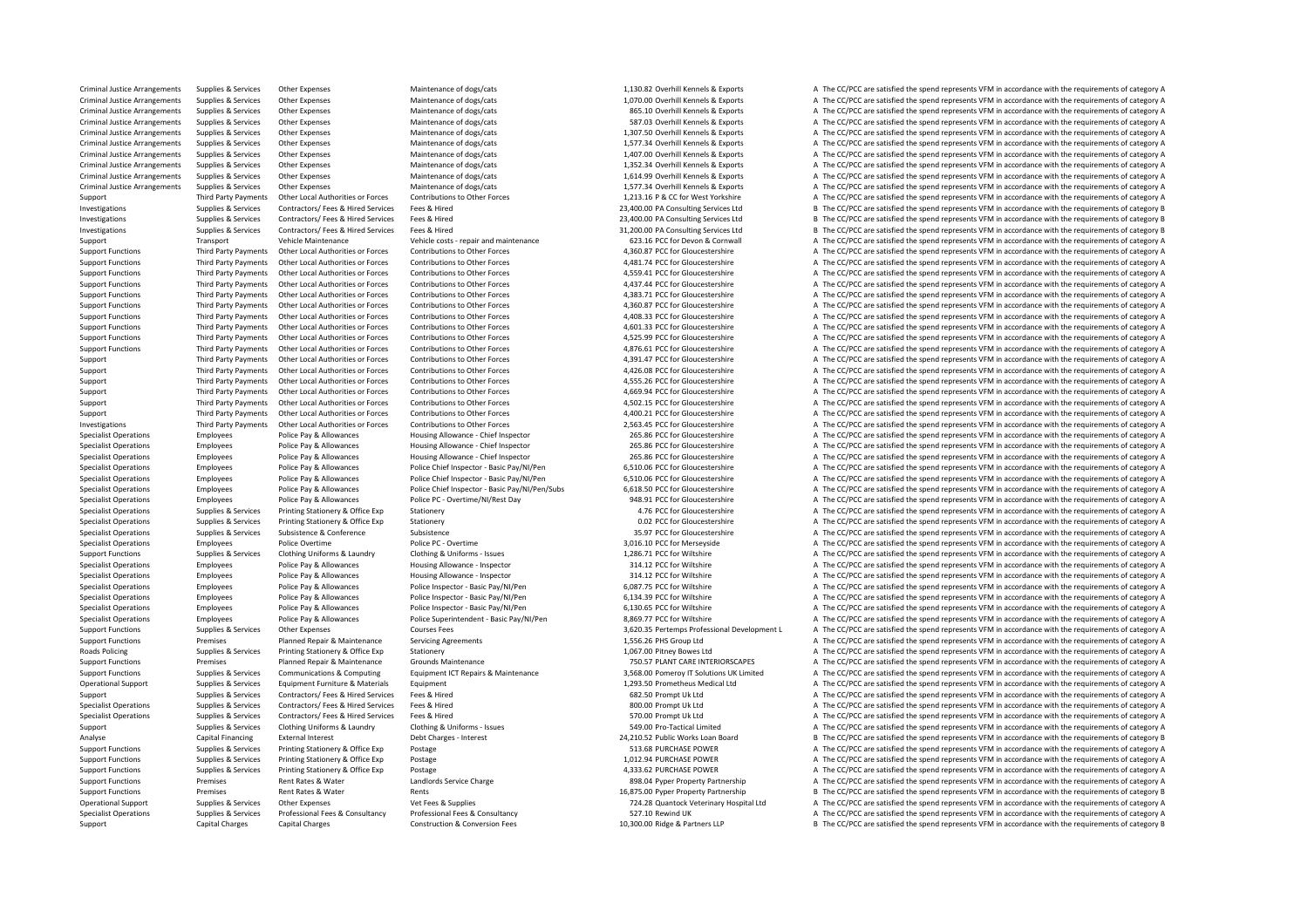| | | | | | | | |
|---|---|---|---|---|---|---|---|
| Criminal Justice Arrangements | Supplies & Services | Other Expenses | Maintenance of dogs/cats | 1,130.82 | Overhill Kennels & Exports | A | The CC/PCC are satisfied the spend represents VFM in accordance with the requirements of category A |
| Criminal Justice Arrangements | Supplies & Services | Other Expenses | Maintenance of dogs/cats | 1,070.00 | Overhill Kennels & Exports | A | The CC/PCC are satisfied the spend represents VFM in accordance with the requirements of category A |
| Criminal Justice Arrangements | Supplies & Services | Other Expenses | Maintenance of dogs/cats | 865.10 | Overhill Kennels & Exports | A | The CC/PCC are satisfied the spend represents VFM in accordance with the requirements of category A |
| Criminal Justice Arrangements | Supplies & Services | Other Expenses | Maintenance of dogs/cats | 587.03 | Overhill Kennels & Exports | A | The CC/PCC are satisfied the spend represents VFM in accordance with the requirements of category A |
| Criminal Justice Arrangements | Supplies & Services | Other Expenses | Maintenance of dogs/cats | 1,307.50 | Overhill Kennels & Exports | A | The CC/PCC are satisfied the spend represents VFM in accordance with the requirements of category A |
| Criminal Justice Arrangements | Supplies & Services | Other Expenses | Maintenance of dogs/cats | 1,577.34 | Overhill Kennels & Exports | A | The CC/PCC are satisfied the spend represents VFM in accordance with the requirements of category A |
| Criminal Justice Arrangements | Supplies & Services | Other Expenses | Maintenance of dogs/cats | 1,407.00 | Overhill Kennels & Exports | A | The CC/PCC are satisfied the spend represents VFM in accordance with the requirements of category A |
| Criminal Justice Arrangements | Supplies & Services | Other Expenses | Maintenance of dogs/cats | 1,352.34 | Overhill Kennels & Exports | A | The CC/PCC are satisfied the spend represents VFM in accordance with the requirements of category A |
| Criminal Justice Arrangements | Supplies & Services | Other Expenses | Maintenance of dogs/cats | 1,614.99 | Overhill Kennels & Exports | A | The CC/PCC are satisfied the spend represents VFM in accordance with the requirements of category A |
| Criminal Justice Arrangements | Supplies & Services | Other Expenses | Maintenance of dogs/cats | 1,577.34 | Overhill Kennels & Exports | A | The CC/PCC are satisfied the spend represents VFM in accordance with the requirements of category A |
| Support | Third Party Payments | Other Local Authorities or Forces | Contributions to Other Forces | 1,213.16 | P & CC for West Yorkshire | A | The CC/PCC are satisfied the spend represents VFM in accordance with the requirements of category A |
| Investigations | Supplies & Services | Contractors/ Fees & Hired Services | Fees & Hired | 23,400.00 | PA Consulting Services Ltd | B | The CC/PCC are satisfied the spend represents VFM in accordance with the requirements of category B |
| Investigations | Supplies & Services | Contractors/ Fees & Hired Services | Fees & Hired | 23,400.00 | PA Consulting Services Ltd | B | The CC/PCC are satisfied the spend represents VFM in accordance with the requirements of category B |
| Investigations | Supplies & Services | Contractors/ Fees & Hired Services | Fees & Hired | 31,200.00 | PA Consulting Services Ltd | B | The CC/PCC are satisfied the spend represents VFM in accordance with the requirements of category B |
| Support | Transport | Vehicle Maintenance | Vehicle costs - repair and maintenance | 623.16 | PCC for Devon & Cornwall | A | The CC/PCC are satisfied the spend represents VFM in accordance with the requirements of category A |
| Support Functions | Third Party Payments | Other Local Authorities or Forces | Contributions to Other Forces | 4,360.87 | PCC for Gloucestershire | A | The CC/PCC are satisfied the spend represents VFM in accordance with the requirements of category A |
| Support Functions | Third Party Payments | Other Local Authorities or Forces | Contributions to Other Forces | 4,481.74 | PCC for Gloucestershire | A | The CC/PCC are satisfied the spend represents VFM in accordance with the requirements of category A |
| Support Functions | Third Party Payments | Other Local Authorities or Forces | Contributions to Other Forces | 4,559.41 | PCC for Gloucestershire | A | The CC/PCC are satisfied the spend represents VFM in accordance with the requirements of category A |
| Support Functions | Third Party Payments | Other Local Authorities or Forces | Contributions to Other Forces | 4,437.44 | PCC for Gloucestershire | A | The CC/PCC are satisfied the spend represents VFM in accordance with the requirements of category A |
| Support Functions | Third Party Payments | Other Local Authorities or Forces | Contributions to Other Forces | 4,383.71 | PCC for Gloucestershire | A | The CC/PCC are satisfied the spend represents VFM in accordance with the requirements of category A |
| Support Functions | Third Party Payments | Other Local Authorities or Forces | Contributions to Other Forces | 4,360.87 | PCC for Gloucestershire | A | The CC/PCC are satisfied the spend represents VFM in accordance with the requirements of category A |
| Support Functions | Third Party Payments | Other Local Authorities or Forces | Contributions to Other Forces | 4,408.33 | PCC for Gloucestershire | A | The CC/PCC are satisfied the spend represents VFM in accordance with the requirements of category A |
| Support Functions | Third Party Payments | Other Local Authorities or Forces | Contributions to Other Forces | 4,601.33 | PCC for Gloucestershire | A | The CC/PCC are satisfied the spend represents VFM in accordance with the requirements of category A |
| Support Functions | Third Party Payments | Other Local Authorities or Forces | Contributions to Other Forces | 4,525.99 | PCC for Gloucestershire | A | The CC/PCC are satisfied the spend represents VFM in accordance with the requirements of category A |
| Support Functions | Third Party Payments | Other Local Authorities or Forces | Contributions to Other Forces | 4,876.61 | PCC for Gloucestershire | A | The CC/PCC are satisfied the spend represents VFM in accordance with the requirements of category A |
| Support | Third Party Payments | Other Local Authorities or Forces | Contributions to Other Forces | 4,391.47 | PCC for Gloucestershire | A | The CC/PCC are satisfied the spend represents VFM in accordance with the requirements of category A |
| Support | Third Party Payments | Other Local Authorities or Forces | Contributions to Other Forces | 4,426.08 | PCC for Gloucestershire | A | The CC/PCC are satisfied the spend represents VFM in accordance with the requirements of category A |
| Support | Third Party Payments | Other Local Authorities or Forces | Contributions to Other Forces | 4,555.26 | PCC for Gloucestershire | A | The CC/PCC are satisfied the spend represents VFM in accordance with the requirements of category A |
| Support | Third Party Payments | Other Local Authorities or Forces | Contributions to Other Forces | 4,669.94 | PCC for Gloucestershire | A | The CC/PCC are satisfied the spend represents VFM in accordance with the requirements of category A |
| Support | Third Party Payments | Other Local Authorities or Forces | Contributions to Other Forces | 4,502.15 | PCC for Gloucestershire | A | The CC/PCC are satisfied the spend represents VFM in accordance with the requirements of category A |
| Support | Third Party Payments | Other Local Authorities or Forces | Contributions to Other Forces | 4,400.21 | PCC for Gloucestershire | A | The CC/PCC are satisfied the spend represents VFM in accordance with the requirements of category A |
| Investigations | Third Party Payments | Other Local Authorities or Forces | Contributions to Other Forces | 2,563.45 | PCC for Gloucestershire | A | The CC/PCC are satisfied the spend represents VFM in accordance with the requirements of category A |
| Specialist Operations | Employees | Police Pay & Allowances | Housing Allowance - Chief Inspector | 265.86 | PCC for Gloucestershire | A | The CC/PCC are satisfied the spend represents VFM in accordance with the requirements of category A |
| Specialist Operations | Employees | Police Pay & Allowances | Housing Allowance - Chief Inspector | 265.86 | PCC for Gloucestershire | A | The CC/PCC are satisfied the spend represents VFM in accordance with the requirements of category A |
| Specialist Operations | Employees | Police Pay & Allowances | Housing Allowance - Chief Inspector | 265.86 | PCC for Gloucestershire | A | The CC/PCC are satisfied the spend represents VFM in accordance with the requirements of category A |
| Specialist Operations | Employees | Police Pay & Allowances | Police Chief Inspector - Basic Pay/NI/Pen | 6,510.06 | PCC for Gloucestershire | A | The CC/PCC are satisfied the spend represents VFM in accordance with the requirements of category A |
| Specialist Operations | Employees | Police Pay & Allowances | Police Chief Inspector - Basic Pay/NI/Pen | 6,510.06 | PCC for Gloucestershire | A | The CC/PCC are satisfied the spend represents VFM in accordance with the requirements of category A |
| Specialist Operations | Employees | Police Pay & Allowances | Police Chief Inspector - Basic Pay/NI/Pen/Subs | 6,618.50 | PCC for Gloucestershire | A | The CC/PCC are satisfied the spend represents VFM in accordance with the requirements of category A |
| Specialist Operations | Employees | Police Pay & Allowances | Police PC - Overtime/NI/Rest Day | 948.91 | PCC for Gloucestershire | A | The CC/PCC are satisfied the spend represents VFM in accordance with the requirements of category A |
| Specialist Operations | Supplies & Services | Printing Stationery & Office Exp | Stationery | 4.76 | PCC for Gloucestershire | A | The CC/PCC are satisfied the spend represents VFM in accordance with the requirements of category A |
| Specialist Operations | Supplies & Services | Printing Stationery & Office Exp | Stationery | 0.02 | PCC for Gloucestershire | A | The CC/PCC are satisfied the spend represents VFM in accordance with the requirements of category A |
| Specialist Operations | Supplies & Services | Subsistence & Conference | Subsistence | 35.97 | PCC for Gloucestershire | A | The CC/PCC are satisfied the spend represents VFM in accordance with the requirements of category A |
| Specialist Operations | Employees | Police Overtime | Police PC - Overtime | 3,016.10 | PCC for Merseyside | A | The CC/PCC are satisfied the spend represents VFM in accordance with the requirements of category A |
| Support Functions | Supplies & Services | Clothing Uniforms & Laundry | Clothing & Uniforms - Issues | 1,286.71 | PCC for Wiltshire | A | The CC/PCC are satisfied the spend represents VFM in accordance with the requirements of category A |
| Specialist Operations | Employees | Police Pay & Allowances | Housing Allowance - Inspector | 314.12 | PCC for Wiltshire | A | The CC/PCC are satisfied the spend represents VFM in accordance with the requirements of category A |
| Specialist Operations | Employees | Police Pay & Allowances | Housing Allowance - Inspector | 314.12 | PCC for Wiltshire | A | The CC/PCC are satisfied the spend represents VFM in accordance with the requirements of category A |
| Specialist Operations | Employees | Police Pay & Allowances | Police Inspector - Basic Pay/NI/Pen | 6,087.75 | PCC for Wiltshire | A | The CC/PCC are satisfied the spend represents VFM in accordance with the requirements of category A |
| Specialist Operations | Employees | Police Pay & Allowances | Police Inspector - Basic Pay/NI/Pen | 6,134.39 | PCC for Wiltshire | A | The CC/PCC are satisfied the spend represents VFM in accordance with the requirements of category A |
| Specialist Operations | Employees | Police Pay & Allowances | Police Inspector - Basic Pay/NI/Pen | 6,130.65 | PCC for Wiltshire | A | The CC/PCC are satisfied the spend represents VFM in accordance with the requirements of category A |
| Specialist Operations | Employees | Police Pay & Allowances | Police Superintendent - Basic Pay/NI/Pen | 8,869.77 | PCC for Wiltshire | A | The CC/PCC are satisfied the spend represents VFM in accordance with the requirements of category A |
| Support Functions | Supplies & Services | Other Expenses | Courses Fees | 3,620.35 | Pertemps Professional Development L | A | The CC/PCC are satisfied the spend represents VFM in accordance with the requirements of category A |
| Support Functions | Premises | Planned Repair & Maintenance | Servicing Agreements | 1,556.26 | PHS Group Ltd | A | The CC/PCC are satisfied the spend represents VFM in accordance with the requirements of category A |
| Roads Policing | Supplies & Services | Printing Stationery & Office Exp | Stationery | 1,067.00 | Pitney Bowes Ltd | A | The CC/PCC are satisfied the spend represents VFM in accordance with the requirements of category A |
| Support Functions | Premises | Planned Repair & Maintenance | Grounds Maintenance | 750.57 | PLANT CARE INTERIORSCAPES | A | The CC/PCC are satisfied the spend represents VFM in accordance with the requirements of category A |
| Support Functions | Supplies & Services | Communications & Computing | Equipment ICT Repairs & Maintenance | 3,568.00 | Pomeroy IT Solutions UK Limited | A | The CC/PCC are satisfied the spend represents VFM in accordance with the requirements of category A |
| Operational Support | Supplies & Services | Equipment Furniture & Materials | Equipment | 1,293.50 | Prometheus Medical Ltd | A | The CC/PCC are satisfied the spend represents VFM in accordance with the requirements of category A |
| Support | Supplies & Services | Contractors/ Fees & Hired Services | Fees & Hired | 682.50 | Prompt Uk Ltd | A | The CC/PCC are satisfied the spend represents VFM in accordance with the requirements of category A |
| Specialist Operations | Supplies & Services | Contractors/ Fees & Hired Services | Fees & Hired | 800.00 | Prompt Uk Ltd | A | The CC/PCC are satisfied the spend represents VFM in accordance with the requirements of category A |
| Specialist Operations | Supplies & Services | Contractors/ Fees & Hired Services | Fees & Hired | 570.00 | Prompt Uk Ltd | A | The CC/PCC are satisfied the spend represents VFM in accordance with the requirements of category A |
| Support | Supplies & Services | Clothing Uniforms & Laundry | Clothing & Uniforms - Issues | 549.00 | Pro-Tactical Limited | A | The CC/PCC are satisfied the spend represents VFM in accordance with the requirements of category A |
| Analyse | Capital Financing | External Interest | Debt Charges - Interest | 24,210.52 | Public Works Loan Board | B | The CC/PCC are satisfied the spend represents VFM in accordance with the requirements of category B |
| Support Functions | Supplies & Services | Printing Stationery & Office Exp | Postage | 513.68 | PURCHASE POWER | A | The CC/PCC are satisfied the spend represents VFM in accordance with the requirements of category A |
| Support Functions | Supplies & Services | Printing Stationery & Office Exp | Postage | 1,012.94 | PURCHASE POWER | A | The CC/PCC are satisfied the spend represents VFM in accordance with the requirements of category A |
| Support Functions | Supplies & Services | Printing Stationery & Office Exp | Postage | 4,333.62 | PURCHASE POWER | A | The CC/PCC are satisfied the spend represents VFM in accordance with the requirements of category A |
| Support Functions | Premises | Rent Rates & Water | Landlords Service Charge | 898.04 | Pyper Property Partnership | A | The CC/PCC are satisfied the spend represents VFM in accordance with the requirements of category A |
| Support Functions | Premises | Rent Rates & Water | Rents | 16,875.00 | Pyper Property Partnership | B | The CC/PCC are satisfied the spend represents VFM in accordance with the requirements of category B |
| Operational Support | Supplies & Services | Other Expenses | Vet Fees & Supplies | 724.28 | Quantock Veterinary Hospital Ltd | A | The CC/PCC are satisfied the spend represents VFM in accordance with the requirements of category A |
| Specialist Operations | Supplies & Services | Professional Fees & Consultancy | Professional Fees & Consultancy | 527.10 | Rewind UK | A | The CC/PCC are satisfied the spend represents VFM in accordance with the requirements of category A |
| Support | Capital Charges | Capital Charges | Construction & Conversion Fees | 10,300.00 | Ridge & Partners LLP | B | The CC/PCC are satisfied the spend represents VFM in accordance with the requirements of category B |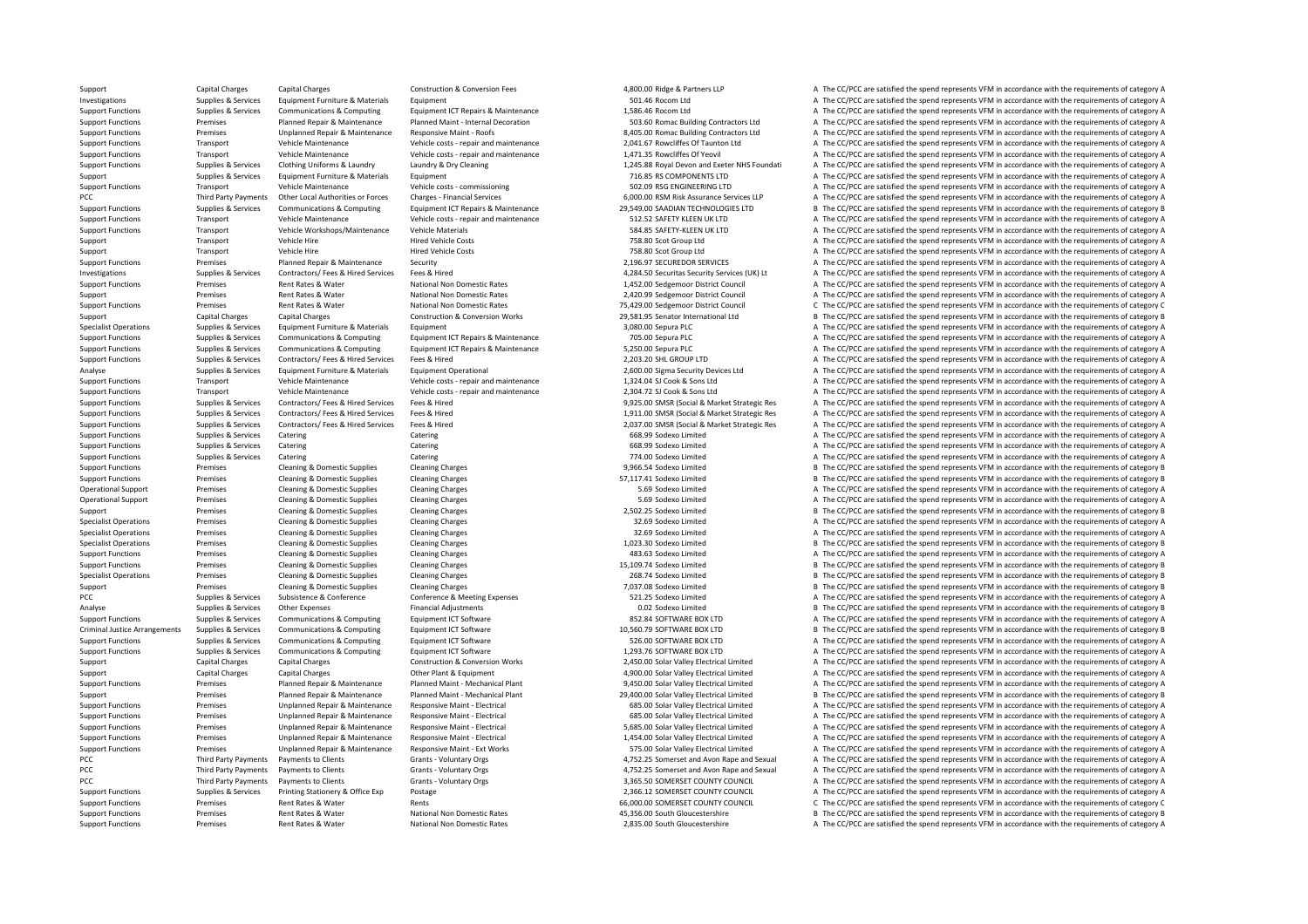| | | | | | | |
|---|---|---|---|---|---|---|
| Support | Capital Charges | Capital Charges | Construction & Conversion Fees | 4,800.00 | Ridge & Partners LLP | A The CC/PCC are satisfied the spend represents VFM in accordance with the requirements of category A |
| Investigations | Supplies & Services | Equipment Furniture & Materials | Equipment | 501.46 | Rocom Ltd | A The CC/PCC are satisfied the spend represents VFM in accordance with the requirements of category A |
| Support Functions | Supplies & Services | Communications & Computing | Equipment ICT Repairs & Maintenance | 1,586.46 | Rocom Ltd | A The CC/PCC are satisfied the spend represents VFM in accordance with the requirements of category A |
| Support Functions | Premises | Planned Repair & Maintenance | Planned Maint - Internal Decoration | 503.60 | Romac Building Contractors Ltd | A The CC/PCC are satisfied the spend represents VFM in accordance with the requirements of category A |
| Support Functions | Premises | Unplanned Repair & Maintenance | Responsive Maint - Roofs | 8,405.00 | Romac Building Contractors Ltd | A The CC/PCC are satisfied the spend represents VFM in accordance with the requirements of category A |
| Support Functions | Transport | Vehicle Maintenance | Vehicle costs - repair and maintenance | 2,041.67 | Rowcliffes Of Taunton Ltd | A The CC/PCC are satisfied the spend represents VFM in accordance with the requirements of category A |
| Support Functions | Transport | Vehicle Maintenance | Vehicle costs - repair and maintenance | 1,471.35 | Rowcliffes Of Yeovil | A The CC/PCC are satisfied the spend represents VFM in accordance with the requirements of category A |
| Support Functions | Supplies & Services | Clothing Uniforms & Laundry | Laundry & Dry Cleaning | 1,245.88 | Royal Devon and Exeter NHS Foundati | A The CC/PCC are satisfied the spend represents VFM in accordance with the requirements of category A |
| Support | Supplies & Services | Equipment Furniture & Materials | Equipment | 716.85 | RS COMPONENTS LTD | A The CC/PCC are satisfied the spend represents VFM in accordance with the requirements of category A |
| Support Functions | Transport | Vehicle Maintenance | Vehicle costs - commissioning | 502.09 | RSG ENGINEERING LTD | A The CC/PCC are satisfied the spend represents VFM in accordance with the requirements of category A |
| PCC | Third Party Payments | Other Local Authorities or Forces | Charges - Financial Services | 6,000.00 | RSM Risk Assurance Services LLP | A The CC/PCC are satisfied the spend represents VFM in accordance with the requirements of category A |
| Support Functions | Supplies & Services | Communications & Computing | Equipment ICT Repairs & Maintenance | 29,549.00 | SAADIAN TECHNOLOGIES LTD | B The CC/PCC are satisfied the spend represents VFM in accordance with the requirements of category B |
| Support Functions | Transport | Vehicle Maintenance | Vehicle costs - repair and maintenance | 512.52 | SAFETY KLEEN UK LTD | A The CC/PCC are satisfied the spend represents VFM in accordance with the requirements of category A |
| Support Functions | Transport | Vehicle Workshops/Maintenance | Vehicle Materials | 584.85 | SAFETY-KLEEN UK LTD | A The CC/PCC are satisfied the spend represents VFM in accordance with the requirements of category A |
| Support | Transport | Vehicle Hire | Hired Vehicle Costs | 758.80 | Scot Group Ltd | A The CC/PCC are satisfied the spend represents VFM in accordance with the requirements of category A |
| Support | Transport | Vehicle Hire | Hired Vehicle Costs | 758.80 | Scot Group Ltd | A The CC/PCC are satisfied the spend represents VFM in accordance with the requirements of category A |
| Support Functions | Premises | Planned Repair & Maintenance | Security | 2,196.97 | SECUREDOR SERVICES | A The CC/PCC are satisfied the spend represents VFM in accordance with the requirements of category A |
| Investigations | Supplies & Services | Contractors/ Fees & Hired Services | Fees & Hired | 4,284.50 | Securitas Security Services (UK) Lt | A The CC/PCC are satisfied the spend represents VFM in accordance with the requirements of category A |
| Support Functions | Premises | Rent Rates & Water | National Non Domestic Rates | 1,452.00 | Sedgemoor District Council | A The CC/PCC are satisfied the spend represents VFM in accordance with the requirements of category A |
| Support | Premises | Rent Rates & Water | National Non Domestic Rates | 2,420.99 | Sedgemoor District Council | A The CC/PCC are satisfied the spend represents VFM in accordance with the requirements of category A |
| Support Functions | Premises | Rent Rates & Water | National Non Domestic Rates | 75,429.00 | Sedgemoor District Council | C The CC/PCC are satisfied the spend represents VFM in accordance with the requirements of category C |
| Support | Capital Charges | Capital Charges | Construction & Conversion Works | 29,581.95 | Senator International Ltd | B The CC/PCC are satisfied the spend represents VFM in accordance with the requirements of category B |
| Specialist Operations | Supplies & Services | Equipment Furniture & Materials | Equipment | 3,080.00 | Sepura PLC | A The CC/PCC are satisfied the spend represents VFM in accordance with the requirements of category A |
| Support Functions | Supplies & Services | Communications & Computing | Equipment ICT Repairs & Maintenance | 705.00 | Sepura PLC | A The CC/PCC are satisfied the spend represents VFM in accordance with the requirements of category A |
| Support Functions | Supplies & Services | Communications & Computing | Equipment ICT Repairs & Maintenance | 5,250.00 | Sepura PLC | A The CC/PCC are satisfied the spend represents VFM in accordance with the requirements of category A |
| Support Functions | Supplies & Services | Contractors/ Fees & Hired Services | Fees & Hired | 2,203.20 | SHL GROUP LTD | A The CC/PCC are satisfied the spend represents VFM in accordance with the requirements of category A |
| Analyse | Supplies & Services | Equipment Furniture & Materials | Equipment Operational | 2,600.00 | Sigma Security Devices Ltd | A The CC/PCC are satisfied the spend represents VFM in accordance with the requirements of category A |
| Support Functions | Transport | Vehicle Maintenance | Vehicle costs - repair and maintenance | 1,324.04 | SJ Cook & Sons Ltd | A The CC/PCC are satisfied the spend represents VFM in accordance with the requirements of category A |
| Support Functions | Transport | Vehicle Maintenance | Vehicle costs - repair and maintenance | 2,304.72 | SJ Cook & Sons Ltd | A The CC/PCC are satisfied the spend represents VFM in accordance with the requirements of category A |
| Support Functions | Supplies & Services | Contractors/ Fees & Hired Services | Fees & Hired | 9,925.00 | SMSR (Social & Market Strategic Res | A The CC/PCC are satisfied the spend represents VFM in accordance with the requirements of category A |
| Support Functions | Supplies & Services | Contractors/ Fees & Hired Services | Fees & Hired | 1,911.00 | SMSR (Social & Market Strategic Res | A The CC/PCC are satisfied the spend represents VFM in accordance with the requirements of category A |
| Support Functions | Supplies & Services | Contractors/ Fees & Hired Services | Fees & Hired | 2,037.00 | SMSR (Social & Market Strategic Res | A The CC/PCC are satisfied the spend represents VFM in accordance with the requirements of category A |
| Support Functions | Supplies & Services | Catering | Catering | 668.99 | Sodexo Limited | A The CC/PCC are satisfied the spend represents VFM in accordance with the requirements of category A |
| Support Functions | Supplies & Services | Catering | Catering | 668.99 | Sodexo Limited | A The CC/PCC are satisfied the spend represents VFM in accordance with the requirements of category A |
| Support Functions | Supplies & Services | Catering | Catering | 774.00 | Sodexo Limited | A The CC/PCC are satisfied the spend represents VFM in accordance with the requirements of category A |
| Support Functions | Premises | Cleaning & Domestic Supplies | Cleaning Charges | 9,966.54 | Sodexo Limited | B The CC/PCC are satisfied the spend represents VFM in accordance with the requirements of category B |
| Support Functions | Premises | Cleaning & Domestic Supplies | Cleaning Charges | 57,117.41 | Sodexo Limited | B The CC/PCC are satisfied the spend represents VFM in accordance with the requirements of category B |
| Operational Support | Premises | Cleaning & Domestic Supplies | Cleaning Charges | 5.69 | Sodexo Limited | A The CC/PCC are satisfied the spend represents VFM in accordance with the requirements of category A |
| Operational Support | Premises | Cleaning & Domestic Supplies | Cleaning Charges | 5.69 | Sodexo Limited | A The CC/PCC are satisfied the spend represents VFM in accordance with the requirements of category A |
| Support | Premises | Cleaning & Domestic Supplies | Cleaning Charges | 2,502.25 | Sodexo Limited | B The CC/PCC are satisfied the spend represents VFM in accordance with the requirements of category B |
| Specialist Operations | Premises | Cleaning & Domestic Supplies | Cleaning Charges | 32.69 | Sodexo Limited | A The CC/PCC are satisfied the spend represents VFM in accordance with the requirements of category A |
| Specialist Operations | Premises | Cleaning & Domestic Supplies | Cleaning Charges | 32.69 | Sodexo Limited | A The CC/PCC are satisfied the spend represents VFM in accordance with the requirements of category A |
| Specialist Operations | Premises | Cleaning & Domestic Supplies | Cleaning Charges | 1,023.30 | Sodexo Limited | B The CC/PCC are satisfied the spend represents VFM in accordance with the requirements of category B |
| Support Functions | Premises | Cleaning & Domestic Supplies | Cleaning Charges | 483.63 | Sodexo Limited | A The CC/PCC are satisfied the spend represents VFM in accordance with the requirements of category A |
| Support Functions | Premises | Cleaning & Domestic Supplies | Cleaning Charges | 15,109.74 | Sodexo Limited | B The CC/PCC are satisfied the spend represents VFM in accordance with the requirements of category B |
| Specialist Operations | Premises | Cleaning & Domestic Supplies | Cleaning Charges | 268.74 | Sodexo Limited | B The CC/PCC are satisfied the spend represents VFM in accordance with the requirements of category B |
| Support | Premises | Cleaning & Domestic Supplies | Cleaning Charges | 7,037.08 | Sodexo Limited | B The CC/PCC are satisfied the spend represents VFM in accordance with the requirements of category B |
| PCC | Supplies & Services | Subsistence & Conference | Conference & Meeting Expenses | 521.25 | Sodexo Limited | A The CC/PCC are satisfied the spend represents VFM in accordance with the requirements of category A |
| Analyse | Supplies & Services | Other Expenses | Financial Adjustments | 0.02 | Sodexo Limited | B The CC/PCC are satisfied the spend represents VFM in accordance with the requirements of category B |
| Support Functions | Supplies & Services | Communications & Computing | Equipment ICT Software | 852.84 | SOFTWARE BOX LTD | A The CC/PCC are satisfied the spend represents VFM in accordance with the requirements of category A |
| Criminal Justice Arrangements | Supplies & Services | Communications & Computing | Equipment ICT Software | 10,560.79 | SOFTWARE BOX LTD | B The CC/PCC are satisfied the spend represents VFM in accordance with the requirements of category B |
| Support Functions | Supplies & Services | Communications & Computing | Equipment ICT Software | 526.00 | SOFTWARE BOX LTD | A The CC/PCC are satisfied the spend represents VFM in accordance with the requirements of category A |
| Support Functions | Supplies & Services | Communications & Computing | Equipment ICT Software | 1,293.76 | SOFTWARE BOX LTD | A The CC/PCC are satisfied the spend represents VFM in accordance with the requirements of category A |
| Support | Capital Charges | Capital Charges | Construction & Conversion Works | 2,450.00 | Solar Valley Electrical Limited | A The CC/PCC are satisfied the spend represents VFM in accordance with the requirements of category A |
| Support | Capital Charges | Capital Charges | Other Plant & Equipment | 4,900.00 | Solar Valley Electrical Limited | A The CC/PCC are satisfied the spend represents VFM in accordance with the requirements of category A |
| Support Functions | Premises | Planned Repair & Maintenance | Planned Maint - Mechanical Plant | 9,450.00 | Solar Valley Electrical Limited | A The CC/PCC are satisfied the spend represents VFM in accordance with the requirements of category A |
| Support | Premises | Planned Repair & Maintenance | Planned Maint - Mechanical Plant | 29,400.00 | Solar Valley Electrical Limited | B The CC/PCC are satisfied the spend represents VFM in accordance with the requirements of category B |
| Support Functions | Premises | Unplanned Repair & Maintenance | Responsive Maint - Electrical | 685.00 | Solar Valley Electrical Limited | A The CC/PCC are satisfied the spend represents VFM in accordance with the requirements of category A |
| Support Functions | Premises | Unplanned Repair & Maintenance | Responsive Maint - Electrical | 685.00 | Solar Valley Electrical Limited | A The CC/PCC are satisfied the spend represents VFM in accordance with the requirements of category A |
| Support Functions | Premises | Unplanned Repair & Maintenance | Responsive Maint - Electrical | 5,685.00 | Solar Valley Electrical Limited | A The CC/PCC are satisfied the spend represents VFM in accordance with the requirements of category A |
| Support Functions | Premises | Unplanned Repair & Maintenance | Responsive Maint - Electrical | 1,454.00 | Solar Valley Electrical Limited | A The CC/PCC are satisfied the spend represents VFM in accordance with the requirements of category A |
| Support Functions | Premises | Unplanned Repair & Maintenance | Responsive Maint - Ext Works | 575.00 | Solar Valley Electrical Limited | A The CC/PCC are satisfied the spend represents VFM in accordance with the requirements of category A |
| PCC | Third Party Payments | Payments to Clients | Grants - Voluntary Orgs | 4,752.25 | Somerset and Avon Rape and Sexual | A The CC/PCC are satisfied the spend represents VFM in accordance with the requirements of category A |
| PCC | Third Party Payments | Payments to Clients | Grants - Voluntary Orgs | 4,752.25 | Somerset and Avon Rape and Sexual | A The CC/PCC are satisfied the spend represents VFM in accordance with the requirements of category A |
| PCC | Third Party Payments | Payments to Clients | Grants - Voluntary Orgs | 3,365.50 | SOMERSET COUNTY COUNCIL | A The CC/PCC are satisfied the spend represents VFM in accordance with the requirements of category A |
| Support Functions | Supplies & Services | Printing Stationery & Office Exp | Postage | 2,366.12 | SOMERSET COUNTY COUNCIL | A The CC/PCC are satisfied the spend represents VFM in accordance with the requirements of category A |
| Support Functions | Premises | Rent Rates & Water | Rents | 66,000.00 | SOMERSET COUNTY COUNCIL | C The CC/PCC are satisfied the spend represents VFM in accordance with the requirements of category C |
| Support Functions | Premises | Rent Rates & Water | National Non Domestic Rates | 45,356.00 | South Gloucestershire | B The CC/PCC are satisfied the spend represents VFM in accordance with the requirements of category B |
| Support Functions | Premises | Rent Rates & Water | National Non Domestic Rates | 2,835.00 | South Gloucestershire | A The CC/PCC are satisfied the spend represents VFM in accordance with the requirements of category A |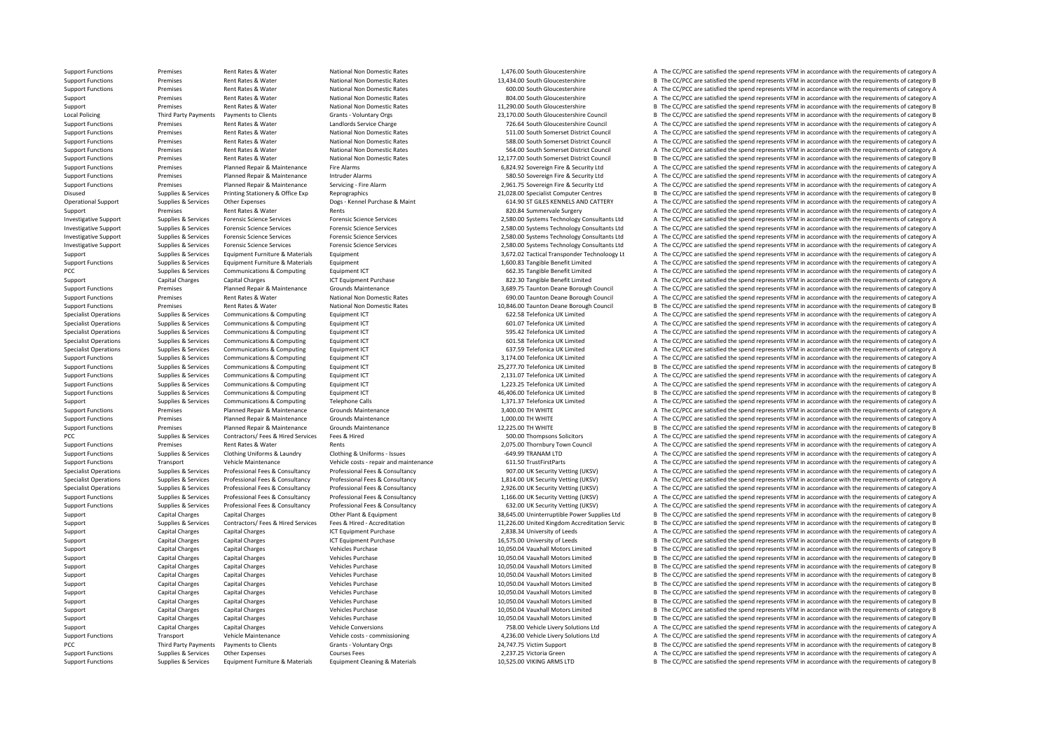| | | | | | | |
|---|---|---|---|---|---|---|
| Support Functions | Premises | Rent Rates & Water | National Non Domestic Rates | 1,476.00 South Gloucestershire | A | The CC/PCC are satisfied the spend represents VFM in accordance with the requirements of category A |
| Support Functions | Premises | Rent Rates & Water | National Non Domestic Rates | 13,434.00 South Gloucestershire | B | The CC/PCC are satisfied the spend represents VFM in accordance with the requirements of category B |
| Support Functions | Premises | Rent Rates & Water | National Non Domestic Rates | 600.00 South Gloucestershire | A | The CC/PCC are satisfied the spend represents VFM in accordance with the requirements of category A |
| Support | Premises | Rent Rates & Water | National Non Domestic Rates | 804.00 South Gloucestershire | A | The CC/PCC are satisfied the spend represents VFM in accordance with the requirements of category A |
| Support | Premises | Rent Rates & Water | National Non Domestic Rates | 11,290.00 South Gloucestershire | B | The CC/PCC are satisfied the spend represents VFM in accordance with the requirements of category B |
| Local Policing | Third Party Payments | Payments to Clients | Grants - Voluntary Orgs | 23,170.00 South Gloucestershire Council | B | The CC/PCC are satisfied the spend represents VFM in accordance with the requirements of category B |
| Support Functions | Premises | Rent Rates & Water | Landlords Service Charge | 726.64 South Gloucestershire Council | A | The CC/PCC are satisfied the spend represents VFM in accordance with the requirements of category A |
| Support Functions | Premises | Rent Rates & Water | National Non Domestic Rates | 511.00 South Somerset District Council | A | The CC/PCC are satisfied the spend represents VFM in accordance with the requirements of category A |
| Support Functions | Premises | Rent Rates & Water | National Non Domestic Rates | 588.00 South Somerset District Council | A | The CC/PCC are satisfied the spend represents VFM in accordance with the requirements of category A |
| Support Functions | Premises | Rent Rates & Water | National Non Domestic Rates | 564.00 South Somerset District Council | A | The CC/PCC are satisfied the spend represents VFM in accordance with the requirements of category A |
| Support Functions | Premises | Rent Rates & Water | National Non Domestic Rates | 12,177.00 South Somerset District Council | B | The CC/PCC are satisfied the spend represents VFM in accordance with the requirements of category B |
| Support Functions | Premises | Planned Repair & Maintenance | Fire Alarms | 6,824.92 Sovereign Fire & Security Ltd | A | The CC/PCC are satisfied the spend represents VFM in accordance with the requirements of category A |
| Support Functions | Premises | Planned Repair & Maintenance | Intruder Alarms | 580.50 Sovereign Fire & Security Ltd | A | The CC/PCC are satisfied the spend represents VFM in accordance with the requirements of category A |
| Support Functions | Premises | Planned Repair & Maintenance | Servicing - Fire Alarm | 2,961.75 Sovereign Fire & Security Ltd | A | The CC/PCC are satisfied the spend represents VFM in accordance with the requirements of category A |
| Disused | Supplies & Services | Printing Stationery & Office Exp | Reprographics | 21,028.00 Specialist Computer Centres | B | The CC/PCC are satisfied the spend represents VFM in accordance with the requirements of category B |
| Operational Support | Supplies & Services | Other Expenses | Dogs - Kennel Purchase & Maint | 614.90 ST GILES KENNELS AND CATTERY | A | The CC/PCC are satisfied the spend represents VFM in accordance with the requirements of category A |
| Support | Premises | Rent Rates & Water | Rents | 820.84 Summervale Surgery | A | The CC/PCC are satisfied the spend represents VFM in accordance with the requirements of category A |
| Investigative Support | Supplies & Services | Forensic Science Services | Forensic Science Services | 2,580.00 Systems Technology Consultants Ltd | A | The CC/PCC are satisfied the spend represents VFM in accordance with the requirements of category A |
| Investigative Support | Supplies & Services | Forensic Science Services | Forensic Science Services | 2,580.00 Systems Technology Consultants Ltd | A | The CC/PCC are satisfied the spend represents VFM in accordance with the requirements of category A |
| Investigative Support | Supplies & Services | Forensic Science Services | Forensic Science Services | 2,580.00 Systems Technology Consultants Ltd | A | The CC/PCC are satisfied the spend represents VFM in accordance with the requirements of category A |
| Investigative Support | Supplies & Services | Forensic Science Services | Forensic Science Services | 2,580.00 Systems Technology Consultants Ltd | A | The CC/PCC are satisfied the spend represents VFM in accordance with the requirements of category A |
| Support | Supplies & Services | Equipment Furniture & Materials | Equipment | 3,672.02 Tactical Transponder Technology Lt | A | The CC/PCC are satisfied the spend represents VFM in accordance with the requirements of category A |
| Support Functions | Supplies & Services | Equipment Furniture & Materials | Equipment | 1,600.83 Tangible Benefit Limited | A | The CC/PCC are satisfied the spend represents VFM in accordance with the requirements of category A |
| PCC | Supplies & Services | Communications & Computing | Equipment ICT | 662.35 Tangible Benefit Limited | A | The CC/PCC are satisfied the spend represents VFM in accordance with the requirements of category A |
| Support | Capital Charges | Capital Charges | ICT Equipment Purchase | 822.30 Tangible Benefit Limited | A | The CC/PCC are satisfied the spend represents VFM in accordance with the requirements of category A |
| Support Functions | Premises | Planned Repair & Maintenance | Grounds Maintenance | 3,689.75 Taunton Deane Borough Council | A | The CC/PCC are satisfied the spend represents VFM in accordance with the requirements of category A |
| Support Functions | Premises | Rent Rates & Water | National Non Domestic Rates | 690.00 Taunton Deane Borough Council | A | The CC/PCC are satisfied the spend represents VFM in accordance with the requirements of category A |
| Support Functions | Premises | Rent Rates & Water | National Non Domestic Rates | 10,846.00 Taunton Deane Borough Council | B | The CC/PCC are satisfied the spend represents VFM in accordance with the requirements of category B |
| Specialist Operations | Supplies & Services | Communications & Computing | Equipment ICT | 622.58 Telefonica UK Limited | A | The CC/PCC are satisfied the spend represents VFM in accordance with the requirements of category A |
| Specialist Operations | Supplies & Services | Communications & Computing | Equipment ICT | 601.07 Telefonica UK Limited | A | The CC/PCC are satisfied the spend represents VFM in accordance with the requirements of category A |
| Specialist Operations | Supplies & Services | Communications & Computing | Equipment ICT | 595.42 Telefonica UK Limited | A | The CC/PCC are satisfied the spend represents VFM in accordance with the requirements of category A |
| Specialist Operations | Supplies & Services | Communications & Computing | Equipment ICT | 601.58 Telefonica UK Limited | A | The CC/PCC are satisfied the spend represents VFM in accordance with the requirements of category A |
| Specialist Operations | Supplies & Services | Communications & Computing | Equipment ICT | 637.59 Telefonica UK Limited | A | The CC/PCC are satisfied the spend represents VFM in accordance with the requirements of category A |
| Support Functions | Supplies & Services | Communications & Computing | Equipment ICT | 3,174.00 Telefonica UK Limited | A | The CC/PCC are satisfied the spend represents VFM in accordance with the requirements of category A |
| Support Functions | Supplies & Services | Communications & Computing | Equipment ICT | 25,277.70 Telefonica UK Limited | B | The CC/PCC are satisfied the spend represents VFM in accordance with the requirements of category B |
| Support Functions | Supplies & Services | Communications & Computing | Equipment ICT | 2,131.07 Telefonica UK Limited | A | The CC/PCC are satisfied the spend represents VFM in accordance with the requirements of category A |
| Support Functions | Supplies & Services | Communications & Computing | Equipment ICT | 1,223.25 Telefonica UK Limited | A | The CC/PCC are satisfied the spend represents VFM in accordance with the requirements of category A |
| Support Functions | Supplies & Services | Communications & Computing | Equipment ICT | 46,406.00 Telefonica UK Limited | B | The CC/PCC are satisfied the spend represents VFM in accordance with the requirements of category B |
| Support | Supplies & Services | Communications & Computing | Telephone Calls | 1,371.37 Telefonica UK Limited | A | The CC/PCC are satisfied the spend represents VFM in accordance with the requirements of category A |
| Support Functions | Premises | Planned Repair & Maintenance | Grounds Maintenance | 3,400.00 TH WHITE | A | The CC/PCC are satisfied the spend represents VFM in accordance with the requirements of category A |
| Support Functions | Premises | Planned Repair & Maintenance | Grounds Maintenance | 1,000.00 TH WHITE | A | The CC/PCC are satisfied the spend represents VFM in accordance with the requirements of category A |
| Support Functions | Premises | Planned Repair & Maintenance | Grounds Maintenance | 12,225.00 TH WHITE | B | The CC/PCC are satisfied the spend represents VFM in accordance with the requirements of category B |
| PCC | Supplies & Services | Contractors/ Fees & Hired Services | Fees & Hired | 500.00 Thompsons Solicitors | A | The CC/PCC are satisfied the spend represents VFM in accordance with the requirements of category A |
| Support Functions | Premises | Rent Rates & Water | Rents | 2,075.00 Thornbury Town Council | A | The CC/PCC are satisfied the spend represents VFM in accordance with the requirements of category A |
| Support Functions | Supplies & Services | Clothing Uniforms & Laundry | Clothing & Uniforms - Issues | -649.99 TRANAM LTD | A | The CC/PCC are satisfied the spend represents VFM in accordance with the requirements of category A |
| Support Functions | Transport | Vehicle Maintenance | Vehicle costs - repair and maintenance | 611.50 TrustFirstParts | A | The CC/PCC are satisfied the spend represents VFM in accordance with the requirements of category A |
| Specialist Operations | Supplies & Services | Professional Fees & Consultancy | Professional Fees & Consultancy | 907.00 UK Security Vetting (UKSV) | A | The CC/PCC are satisfied the spend represents VFM in accordance with the requirements of category A |
| Specialist Operations | Supplies & Services | Professional Fees & Consultancy | Professional Fees & Consultancy | 1,814.00 UK Security Vetting (UKSV) | A | The CC/PCC are satisfied the spend represents VFM in accordance with the requirements of category A |
| Specialist Operations | Supplies & Services | Professional Fees & Consultancy | Professional Fees & Consultancy | 2,926.00 UK Security Vetting (UKSV) | A | The CC/PCC are satisfied the spend represents VFM in accordance with the requirements of category A |
| Support Functions | Supplies & Services | Professional Fees & Consultancy | Professional Fees & Consultancy | 1,166.00 UK Security Vetting (UKSV) | A | The CC/PCC are satisfied the spend represents VFM in accordance with the requirements of category A |
| Support Functions | Supplies & Services | Professional Fees & Consultancy | Professional Fees & Consultancy | 632.00 UK Security Vetting (UKSV) | A | The CC/PCC are satisfied the spend represents VFM in accordance with the requirements of category A |
| Support | Capital Charges | Capital Charges | Other Plant & Equipment | 38,645.00 Uninterruptible Power Supplies Ltd | B | The CC/PCC are satisfied the spend represents VFM in accordance with the requirements of category B |
| Support | Supplies & Services | Contractors/ Fees & Hired Services | Fees & Hired - Accreditation | 11,226.00 United Kingdom Accreditation Servic | B | The CC/PCC are satisfied the spend represents VFM in accordance with the requirements of category B |
| Support | Capital Charges | Capital Charges | ICT Equipment Purchase | 2,838.34 University of Leeds | A | The CC/PCC are satisfied the spend represents VFM in accordance with the requirements of category A |
| Support | Capital Charges | Capital Charges | ICT Equipment Purchase | 16,575.00 University of Leeds | B | The CC/PCC are satisfied the spend represents VFM in accordance with the requirements of category B |
| Support | Capital Charges | Capital Charges | Vehicles Purchase | 10,050.04 Vauxhall Motors Limited | B | The CC/PCC are satisfied the spend represents VFM in accordance with the requirements of category B |
| Support | Capital Charges | Capital Charges | Vehicles Purchase | 10,050.04 Vauxhall Motors Limited | B | The CC/PCC are satisfied the spend represents VFM in accordance with the requirements of category B |
| Support | Capital Charges | Capital Charges | Vehicles Purchase | 10,050.04 Vauxhall Motors Limited | B | The CC/PCC are satisfied the spend represents VFM in accordance with the requirements of category B |
| Support | Capital Charges | Capital Charges | Vehicles Purchase | 10,050.04 Vauxhall Motors Limited | B | The CC/PCC are satisfied the spend represents VFM in accordance with the requirements of category B |
| Support | Capital Charges | Capital Charges | Vehicles Purchase | 10,050.04 Vauxhall Motors Limited | B | The CC/PCC are satisfied the spend represents VFM in accordance with the requirements of category B |
| Support | Capital Charges | Capital Charges | Vehicles Purchase | 10,050.04 Vauxhall Motors Limited | B | The CC/PCC are satisfied the spend represents VFM in accordance with the requirements of category B |
| Support | Capital Charges | Capital Charges | Vehicles Purchase | 10,050.04 Vauxhall Motors Limited | B | The CC/PCC are satisfied the spend represents VFM in accordance with the requirements of category B |
| Support | Capital Charges | Capital Charges | Vehicles Purchase | 10,050.04 Vauxhall Motors Limited | B | The CC/PCC are satisfied the spend represents VFM in accordance with the requirements of category B |
| Support | Capital Charges | Capital Charges | Vehicles Purchase | 10,050.04 Vauxhall Motors Limited | B | The CC/PCC are satisfied the spend represents VFM in accordance with the requirements of category B |
| Support | Capital Charges | Capital Charges | Vehicle Conversions | 758.00 Vehicle Livery Solutions Ltd | A | The CC/PCC are satisfied the spend represents VFM in accordance with the requirements of category A |
| Support Functions | Transport | Vehicle Maintenance | Vehicle costs - commissioning | 4,236.00 Vehicle Livery Solutions Ltd | A | The CC/PCC are satisfied the spend represents VFM in accordance with the requirements of category A |
| PCC | Third Party Payments | Payments to Clients | Grants - Voluntary Orgs | 24,747.75 Victim Support | B | The CC/PCC are satisfied the spend represents VFM in accordance with the requirements of category B |
| Support Functions | Supplies & Services | Other Expenses | Courses Fees | 2,237.25 Victoria Green | A | The CC/PCC are satisfied the spend represents VFM in accordance with the requirements of category A |
| Support Functions | Supplies & Services | Equipment Furniture & Materials | Equipment Cleaning & Materials | 10,525.00 VIKING ARMS LTD | B | The CC/PCC are satisfied the spend represents VFM in accordance with the requirements of category B |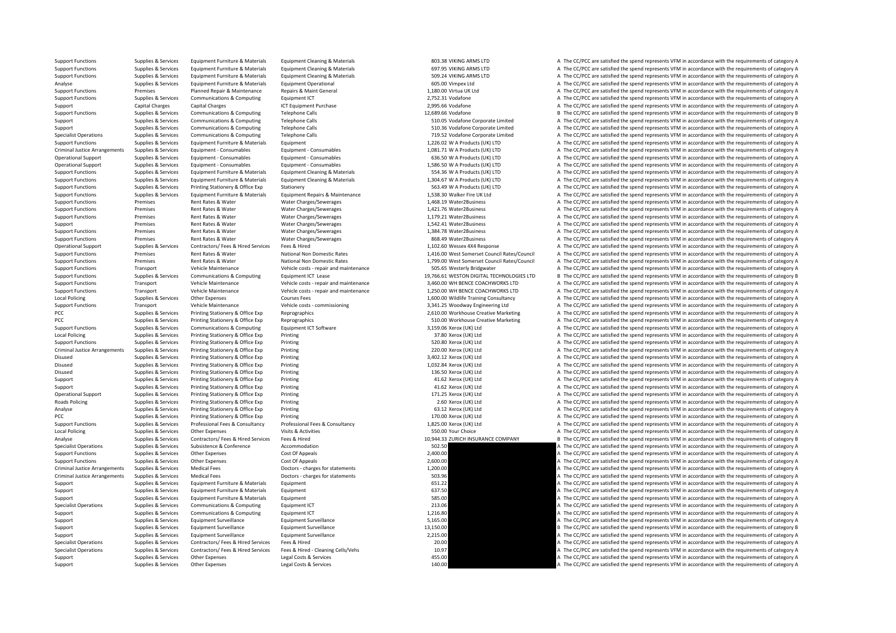| | | | | | | |
|---|---|---|---|---|---|---|
| Support Functions | Supplies & Services | Equipment Furniture & Materials | Equipment Cleaning & Materials | 803.38 | VIKING ARMS LTD | A The CC/PCC are satisfied the spend represents VFM in accordance with the requirements of category A |
| Support Functions | Supplies & Services | Equipment Furniture & Materials | Equipment Cleaning & Materials | 697.95 | VIKING ARMS LTD | A The CC/PCC are satisfied the spend represents VFM in accordance with the requirements of category A |
| Support Functions | Supplies & Services | Equipment Furniture & Materials | Equipment Cleaning & Materials | 509.24 | VIKING ARMS LTD | A The CC/PCC are satisfied the spend represents VFM in accordance with the requirements of category A |
| Analyse | Supplies & Services | Equipment Furniture & Materials | Equipment Operational | 605.00 | Vimpex Ltd | A The CC/PCC are satisfied the spend represents VFM in accordance with the requirements of category A |
| Support Functions | Premises | Planned Repair & Maintenance | Repairs & Maint General | 1,180.00 | Virtua UK Ltd | A The CC/PCC are satisfied the spend represents VFM in accordance with the requirements of category A |
| Support Functions | Supplies & Services | Communications & Computing | Equipment ICT | 2,752.31 | Vodafone | A The CC/PCC are satisfied the spend represents VFM in accordance with the requirements of category A |
| Support | Capital Charges | Capital Charges | ICT Equipment Purchase | 2,995.66 | Vodafone | A The CC/PCC are satisfied the spend represents VFM in accordance with the requirements of category A |
| Support Functions | Supplies & Services | Communications & Computing | Telephone Calls | 12,689.66 | Vodafone | B The CC/PCC are satisfied the spend represents VFM in accordance with the requirements of category B |
| Support | Supplies & Services | Communications & Computing | Telephone Calls | 510.05 | Vodafone Corporate Limited | A The CC/PCC are satisfied the spend represents VFM in accordance with the requirements of category A |
| Support | Supplies & Services | Communications & Computing | Telephone Calls | 510.36 | Vodafone Corporate Limited | A The CC/PCC are satisfied the spend represents VFM in accordance with the requirements of category A |
| Specialist Operations | Supplies & Services | Communications & Computing | Telephone Calls | 719.52 | Vodafone Corporate Limited | A The CC/PCC are satisfied the spend represents VFM in accordance with the requirements of category A |
| Support Functions | Supplies & Services | Equipment Furniture & Materials | Equipment | 1,226.02 | W A Products (UK) LTD | A The CC/PCC are satisfied the spend represents VFM in accordance with the requirements of category A |
| Criminal Justice Arrangements | Supplies & Services | Equipment - Consumables | Equipment - Consumables | 1,081.71 | W A Products (UK) LTD | A The CC/PCC are satisfied the spend represents VFM in accordance with the requirements of category A |
| Operational Support | Supplies & Services | Equipment - Consumables | Equipment - Consumables | 636.50 | W A Products (UK) LTD | A The CC/PCC are satisfied the spend represents VFM in accordance with the requirements of category A |
| Operational Support | Supplies & Services | Equipment - Consumables | Equipment - Consumables | 1,586.50 | W A Products (UK) LTD | A The CC/PCC are satisfied the spend represents VFM in accordance with the requirements of category A |
| Support Functions | Supplies & Services | Equipment Furniture & Materials | Equipment Cleaning & Materials | 554.36 | W A Products (UK) LTD | A The CC/PCC are satisfied the spend represents VFM in accordance with the requirements of category A |
| Support Functions | Supplies & Services | Equipment Furniture & Materials | Equipment Cleaning & Materials | 1,304.67 | W A Products (UK) LTD | A The CC/PCC are satisfied the spend represents VFM in accordance with the requirements of category A |
| Support Functions | Supplies & Services | Printing Stationery & Office Exp | Stationery | 563.49 | W A Products (UK) LTD | A The CC/PCC are satisfied the spend represents VFM in accordance with the requirements of category A |
| Support Functions | Supplies & Services | Equipment Furniture & Materials | Equipment Repairs & Maintenance | 1,538.30 | Walker Fire UK Ltd | A The CC/PCC are satisfied the spend represents VFM in accordance with the requirements of category A |
| Support Functions | Premises | Rent Rates & Water | Water Charges/Sewerages | 1,468.19 | Water2Business | A The CC/PCC are satisfied the spend represents VFM in accordance with the requirements of category A |
| Support Functions | Premises | Rent Rates & Water | Water Charges/Sewerages | 1,421.76 | Water2Business | A The CC/PCC are satisfied the spend represents VFM in accordance with the requirements of category A |
| Support Functions | Premises | Rent Rates & Water | Water Charges/Sewerages | 1,179.21 | Water2Business | A The CC/PCC are satisfied the spend represents VFM in accordance with the requirements of category A |
| Support | Premises | Rent Rates & Water | Water Charges/Sewerages | 1,542.41 | Water2Business | A The CC/PCC are satisfied the spend represents VFM in accordance with the requirements of category A |
| Support Functions | Premises | Rent Rates & Water | Water Charges/Sewerages | 1,384.78 | Water2Business | A The CC/PCC are satisfied the spend represents VFM in accordance with the requirements of category A |
| Support Functions | Premises | Rent Rates & Water | Water Charges/Sewerages | 868.49 | Water2Business | A The CC/PCC are satisfied the spend represents VFM in accordance with the requirements of category A |
| Operational Support | Supplies & Services | Contractors/ Fees & Hired Services | Fees & Hired | 1,102.60 | Wessex 4X4 Response | A The CC/PCC are satisfied the spend represents VFM in accordance with the requirements of category A |
| Support Functions | Premises | Rent Rates & Water | National Non Domestic Rates | 1,416.00 | West Somerset Council Rates/Council | A The CC/PCC are satisfied the spend represents VFM in accordance with the requirements of category A |
| Support Functions | Premises | Rent Rates & Water | National Non Domestic Rates | 1,799.00 | West Somerset Council Rates/Council | A The CC/PCC are satisfied the spend represents VFM in accordance with the requirements of category A |
| Support Functions | Transport | Vehicle Maintenance | Vehicle costs - repair and maintenance | 505.65 | Westerly Bridgwater | A The CC/PCC are satisfied the spend represents VFM in accordance with the requirements of category A |
| Support Functions | Supplies & Services | Communications & Computing | Equipment ICT Lease | 19,766.61 | WESTON DIGITAL TECHNOLOGIES LTD | B The CC/PCC are satisfied the spend represents VFM in accordance with the requirements of category B |
| Support Functions | Transport | Vehicle Maintenance | Vehicle costs - repair and maintenance | 3,460.00 | WH BENCE COACHWORKS LTD | A The CC/PCC are satisfied the spend represents VFM in accordance with the requirements of category A |
| Support Functions | Transport | Vehicle Maintenance | Vehicle costs - repair and maintenance | 1,250.00 | WH BENCE COACHWORKS LTD | A The CC/PCC are satisfied the spend represents VFM in accordance with the requirements of category A |
| Local Policing | Supplies & Services | Other Expenses | Courses Fees | 1,600.00 | Wildlife Training Consultancy | A The CC/PCC are satisfied the spend represents VFM in accordance with the requirements of category A |
| Support Functions | Transport | Vehicle Maintenance | Vehicle costs - commissioning | 3,341.25 | Woodway Engineering Ltd | A The CC/PCC are satisfied the spend represents VFM in accordance with the requirements of category A |
| PCC | Supplies & Services | Printing Stationery & Office Exp | Reprographics | 2,610.00 | Workhouse Creative Marketing | A The CC/PCC are satisfied the spend represents VFM in accordance with the requirements of category A |
| PCC | Supplies & Services | Printing Stationery & Office Exp | Reprographics | 510.00 | Workhouse Creative Marketing | A The CC/PCC are satisfied the spend represents VFM in accordance with the requirements of category A |
| Support Functions | Supplies & Services | Communications & Computing | Equipment ICT Software | 3,159.06 | Xerox (UK) Ltd | A The CC/PCC are satisfied the spend represents VFM in accordance with the requirements of category A |
| Local Policing | Supplies & Services | Printing Stationery & Office Exp | Printing | 37.80 | Xerox (UK) Ltd | A The CC/PCC are satisfied the spend represents VFM in accordance with the requirements of category A |
| Support Functions | Supplies & Services | Printing Stationery & Office Exp | Printing | 520.80 | Xerox (UK) Ltd | A The CC/PCC are satisfied the spend represents VFM in accordance with the requirements of category A |
| Criminal Justice Arrangements | Supplies & Services | Printing Stationery & Office Exp | Printing | 220.00 | Xerox (UK) Ltd | A The CC/PCC are satisfied the spend represents VFM in accordance with the requirements of category A |
| Disused | Supplies & Services | Printing Stationery & Office Exp | Printing | 3,402.12 | Xerox (UK) Ltd | A The CC/PCC are satisfied the spend represents VFM in accordance with the requirements of category A |
| Disused | Supplies & Services | Printing Stationery & Office Exp | Printing | 1,032.84 | Xerox (UK) Ltd | A The CC/PCC are satisfied the spend represents VFM in accordance with the requirements of category A |
| Disused | Supplies & Services | Printing Stationery & Office Exp | Printing | 136.50 | Xerox (UK) Ltd | A The CC/PCC are satisfied the spend represents VFM in accordance with the requirements of category A |
| Support | Supplies & Services | Printing Stationery & Office Exp | Printing | 41.62 | Xerox (UK) Ltd | A The CC/PCC are satisfied the spend represents VFM in accordance with the requirements of category A |
| Support | Supplies & Services | Printing Stationery & Office Exp | Printing | 41.62 | Xerox (UK) Ltd | A The CC/PCC are satisfied the spend represents VFM in accordance with the requirements of category A |
| Operational Support | Supplies & Services | Printing Stationery & Office Exp | Printing | 171.25 | Xerox (UK) Ltd | A The CC/PCC are satisfied the spend represents VFM in accordance with the requirements of category A |
| Roads Policing | Supplies & Services | Printing Stationery & Office Exp | Printing | 2.60 | Xerox (UK) Ltd | A The CC/PCC are satisfied the spend represents VFM in accordance with the requirements of category A |
| Analyse | Supplies & Services | Printing Stationery & Office Exp | Printing | 63.12 | Xerox (UK) Ltd | A The CC/PCC are satisfied the spend represents VFM in accordance with the requirements of category A |
| PCC | Supplies & Services | Printing Stationery & Office Exp | Printing | 170.00 | Xerox (UK) Ltd | A The CC/PCC are satisfied the spend represents VFM in accordance with the requirements of category A |
| Support Functions | Supplies & Services | Professional Fees & Consultancy | Professional Fees & Consultancy | 1,825.00 | Xerox (UK) Ltd | A The CC/PCC are satisfied the spend represents VFM in accordance with the requirements of category A |
| Local Policing | Supplies & Services | Other Expenses | Visits & Activities | 550.00 | Your Choice | A The CC/PCC are satisfied the spend represents VFM in accordance with the requirements of category A |
| Analyse | Supplies & Services | Contractors/ Fees & Hired Services | Fees & Hired | 10,944.33 | ZURICH INSURANCE COMPANY | B The CC/PCC are satisfied the spend represents VFM in accordance with the requirements of category B |
| Specialist Operations | Supplies & Services | Subsistence & Conference | Accommodation | 502.50 | | A The CC/PCC are satisfied the spend represents VFM in accordance with the requirements of category A |
| Support Functions | Supplies & Services | Other Expenses | Cost Of Appeals | 2,400.00 | | A The CC/PCC are satisfied the spend represents VFM in accordance with the requirements of category A |
| Support Functions | Supplies & Services | Other Expenses | Cost Of Appeals | 2,600.00 | | A The CC/PCC are satisfied the spend represents VFM in accordance with the requirements of category A |
| Criminal Justice Arrangements | Supplies & Services | Medical Fees | Doctors - charges for statements | 1,200.00 | | A The CC/PCC are satisfied the spend represents VFM in accordance with the requirements of category A |
| Criminal Justice Arrangements | Supplies & Services | Medical Fees | Doctors - charges for statements | 503.96 | | A The CC/PCC are satisfied the spend represents VFM in accordance with the requirements of category A |
| Support | Supplies & Services | Equipment Furniture & Materials | Equipment | 651.22 | | A The CC/PCC are satisfied the spend represents VFM in accordance with the requirements of category A |
| Support | Supplies & Services | Equipment Furniture & Materials | Equipment | 637.50 | | A The CC/PCC are satisfied the spend represents VFM in accordance with the requirements of category A |
| Support | Supplies & Services | Equipment Furniture & Materials | Equipment | 585.00 | | A The CC/PCC are satisfied the spend represents VFM in accordance with the requirements of category A |
| Specialist Operations | Supplies & Services | Communications & Computing | Equipment ICT | 213.06 | | A The CC/PCC are satisfied the spend represents VFM in accordance with the requirements of category A |
| Support | Supplies & Services | Communications & Computing | Equipment ICT | 1,216.80 | | A The CC/PCC are satisfied the spend represents VFM in accordance with the requirements of category A |
| Support | Supplies & Services | Equipment Surveillance | Equipment Surveillance | 5,165.00 | | A The CC/PCC are satisfied the spend represents VFM in accordance with the requirements of category A |
| Support | Supplies & Services | Equipment Surveillance | Equipment Surveillance | 13,150.00 | | B The CC/PCC are satisfied the spend represents VFM in accordance with the requirements of category B |
| Support | Supplies & Services | Equipment Surveillance | Equipment Surveillance | 2,215.00 | | A The CC/PCC are satisfied the spend represents VFM in accordance with the requirements of category A |
| Specialist Operations | Supplies & Services | Contractors/ Fees & Hired Services | Fees & Hired | 20.00 | | A The CC/PCC are satisfied the spend represents VFM in accordance with the requirements of category A |
| Specialist Operations | Supplies & Services | Contractors/ Fees & Hired Services | Fees & Hired - Cleaning Cells/Vehs | 10.97 | | A The CC/PCC are satisfied the spend represents VFM in accordance with the requirements of category A |
| Support | Supplies & Services | Other Expenses | Legal Costs & Services | 455.00 | | A The CC/PCC are satisfied the spend represents VFM in accordance with the requirements of category A |
| Support | Supplies & Services | Other Expenses | Legal Costs & Services | 140.00 | | A The CC/PCC are satisfied the spend represents VFM in accordance with the requirements of category A |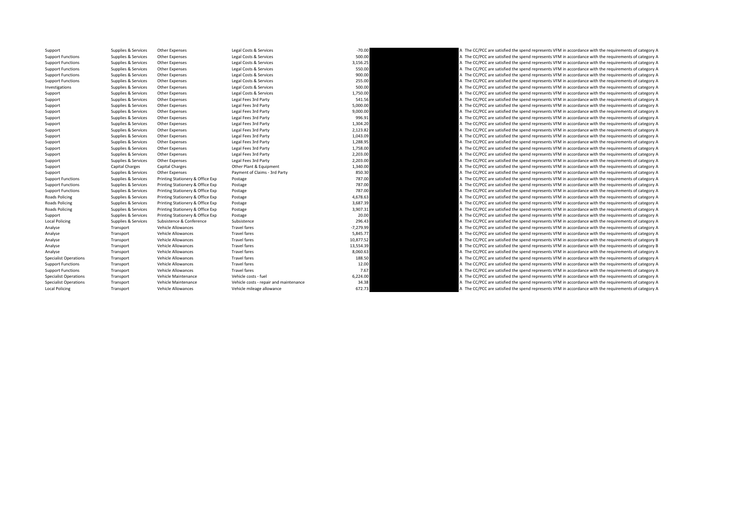| | | | | | | | |
|---|---|---|---|---|---|---|---|
| Support | Supplies & Services | Other Expenses | Legal Costs & Services | -70.00 | | A | The CC/PCC are satisfied the spend represents VFM in accordance with the requirements of category A |
| Support Functions | Supplies & Services | Other Expenses | Legal Costs & Services | 500.00 | | A | The CC/PCC are satisfied the spend represents VFM in accordance with the requirements of category A |
| Support Functions | Supplies & Services | Other Expenses | Legal Costs & Services | 3,156.25 | | A | The CC/PCC are satisfied the spend represents VFM in accordance with the requirements of category A |
| Support Functions | Supplies & Services | Other Expenses | Legal Costs & Services | 550.00 | | A | The CC/PCC are satisfied the spend represents VFM in accordance with the requirements of category A |
| Support Functions | Supplies & Services | Other Expenses | Legal Costs & Services | 900.00 | | A | The CC/PCC are satisfied the spend represents VFM in accordance with the requirements of category A |
| Support Functions | Supplies & Services | Other Expenses | Legal Costs & Services | 255.00 | | A | The CC/PCC are satisfied the spend represents VFM in accordance with the requirements of category A |
| Investigations | Supplies & Services | Other Expenses | Legal Costs & Services | 500.00 | | A | The CC/PCC are satisfied the spend represents VFM in accordance with the requirements of category A |
| Support | Supplies & Services | Other Expenses | Legal Costs & Services | 1,750.00 | | A | The CC/PCC are satisfied the spend represents VFM in accordance with the requirements of category A |
| Support | Supplies & Services | Other Expenses | Legal Fees 3rd Party | 541.56 | | A | The CC/PCC are satisfied the spend represents VFM in accordance with the requirements of category A |
| Support | Supplies & Services | Other Expenses | Legal Fees 3rd Party | 5,000.00 | | A | The CC/PCC are satisfied the spend represents VFM in accordance with the requirements of category A |
| Support | Supplies & Services | Other Expenses | Legal Fees 3rd Party | 9,000.00 | | A | The CC/PCC are satisfied the spend represents VFM in accordance with the requirements of category A |
| Support | Supplies & Services | Other Expenses | Legal Fees 3rd Party | 996.91 | | A | The CC/PCC are satisfied the spend represents VFM in accordance with the requirements of category A |
| Support | Supplies & Services | Other Expenses | Legal Fees 3rd Party | 1,304.20 | | A | The CC/PCC are satisfied the spend represents VFM in accordance with the requirements of category A |
| Support | Supplies & Services | Other Expenses | Legal Fees 3rd Party | 2,123.82 | | A | The CC/PCC are satisfied the spend represents VFM in accordance with the requirements of category A |
| Support | Supplies & Services | Other Expenses | Legal Fees 3rd Party | 1,043.09 | | A | The CC/PCC are satisfied the spend represents VFM in accordance with the requirements of category A |
| Support | Supplies & Services | Other Expenses | Legal Fees 3rd Party | 1,288.95 | | A | The CC/PCC are satisfied the spend represents VFM in accordance with the requirements of category A |
| Support | Supplies & Services | Other Expenses | Legal Fees 3rd Party | 1,758.00 | | A | The CC/PCC are satisfied the spend represents VFM in accordance with the requirements of category A |
| Support | Supplies & Services | Other Expenses | Legal Fees 3rd Party | 2,203.00 | | A | The CC/PCC are satisfied the spend represents VFM in accordance with the requirements of category A |
| Support | Supplies & Services | Other Expenses | Legal Fees 3rd Party | 2,203.00 | | A | The CC/PCC are satisfied the spend represents VFM in accordance with the requirements of category A |
| Support | Capital Charges | Capital Charges | Other Plant & Equipment | 1,340.00 | | A | The CC/PCC are satisfied the spend represents VFM in accordance with the requirements of category A |
| Support | Supplies & Services | Other Expenses | Payment of Claims - 3rd Party | 850.30 | | A | The CC/PCC are satisfied the spend represents VFM in accordance with the requirements of category A |
| Support Functions | Supplies & Services | Printing Stationery & Office Exp | Postage | 787.00 | | A | The CC/PCC are satisfied the spend represents VFM in accordance with the requirements of category A |
| Support Functions | Supplies & Services | Printing Stationery & Office Exp | Postage | 787.00 | | A | The CC/PCC are satisfied the spend represents VFM in accordance with the requirements of category A |
| Support Functions | Supplies & Services | Printing Stationery & Office Exp | Postage | 787.00 | | A | The CC/PCC are satisfied the spend represents VFM in accordance with the requirements of category A |
| Roads Policing | Supplies & Services | Printing Stationery & Office Exp | Postage | 4,678.63 | | A | The CC/PCC are satisfied the spend represents VFM in accordance with the requirements of category A |
| Roads Policing | Supplies & Services | Printing Stationery & Office Exp | Postage | 3,687.39 | | A | The CC/PCC are satisfied the spend represents VFM in accordance with the requirements of category A |
| Roads Policing | Supplies & Services | Printing Stationery & Office Exp | Postage | 3,907.31 | | A | The CC/PCC are satisfied the spend represents VFM in accordance with the requirements of category A |
| Support | Supplies & Services | Printing Stationery & Office Exp | Postage | 20.00 | | A | The CC/PCC are satisfied the spend represents VFM in accordance with the requirements of category A |
| Local Policing | Supplies & Services | Subsistence & Conference | Subsistence | 296.43 | | A | The CC/PCC are satisfied the spend represents VFM in accordance with the requirements of category A |
| Analyse | Transport | Vehicle Allowances | Travel fares | -7,279.99 | | A | The CC/PCC are satisfied the spend represents VFM in accordance with the requirements of category A |
| Analyse | Transport | Vehicle Allowances | Travel fares | 5,845.77 | | A | The CC/PCC are satisfied the spend represents VFM in accordance with the requirements of category A |
| Analyse | Transport | Vehicle Allowances | Travel fares | 10,877.52 | | B | The CC/PCC are satisfied the spend represents VFM in accordance with the requirements of category B |
| Analyse | Transport | Vehicle Allowances | Travel fares | 13,554.39 | | B | The CC/PCC are satisfied the spend represents VFM in accordance with the requirements of category B |
| Analyse | Transport | Vehicle Allowances | Travel fares | 8,060.63 | | A | The CC/PCC are satisfied the spend represents VFM in accordance with the requirements of category A |
| Specialist Operations | Transport | Vehicle Allowances | Travel fares | 188.50 | | A | The CC/PCC are satisfied the spend represents VFM in accordance with the requirements of category A |
| Support Functions | Transport | Vehicle Allowances | Travel fares | 12.00 | | A | The CC/PCC are satisfied the spend represents VFM in accordance with the requirements of category A |
| Support Functions | Transport | Vehicle Allowances | Travel fares | 7.67 | | A | The CC/PCC are satisfied the spend represents VFM in accordance with the requirements of category A |
| Specialist Operations | Transport | Vehicle Maintenance | Vehicle costs - fuel | 6,224.00 | | A | The CC/PCC are satisfied the spend represents VFM in accordance with the requirements of category A |
| Specialist Operations | Transport | Vehicle Maintenance | Vehicle costs - repair and maintenance | 34.38 | | A | The CC/PCC are satisfied the spend represents VFM in accordance with the requirements of category A |
| Local Policing | Transport | Vehicle Allowances | Vehicle mileage allowance | 672.73 | | A | The CC/PCC are satisfied the spend represents VFM in accordance with the requirements of category A |